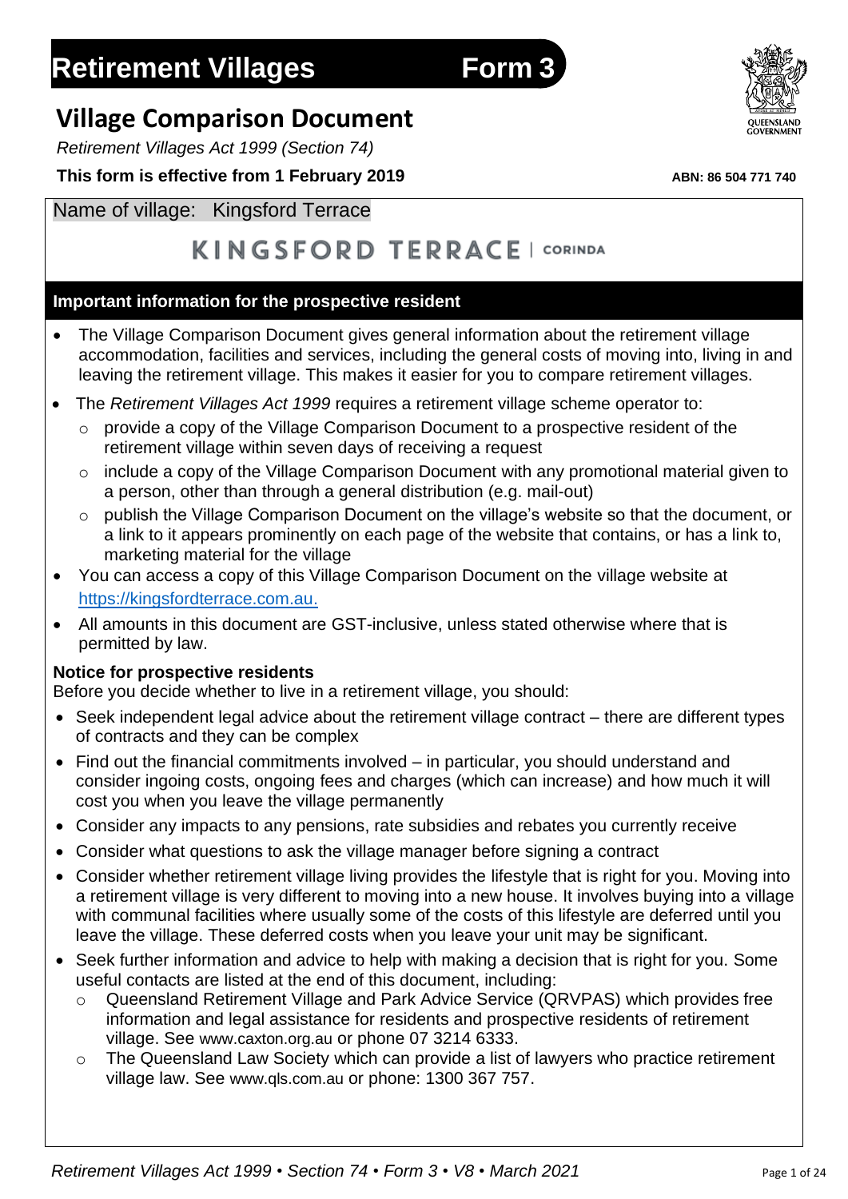# Retirement Villages Form 3

## Village Comparison Document

*Retirement Villages Act 1999 (Section 74)*

**This form is effective from 1 February 2019**

**ABN: 86 504 771 740**

Name of village: Kingsford Terrace

KINGSFORD TERRACE | CORINDA

### Important information for the prospective resident

- The Village Comparison Document gives general information about the retirement village accommodation, facilities and services, including the general costs of moving into, living in and leaving the retirement village. This makes it easier for you to compare retirement villages.
- The *Retirement Villages Act 1999* requires a retirement village scheme operator to:
  - provide a copy of the Village Comparison Document to a prospective resident of the retirement village within seven days of receiving a request
  - include a copy of the Village Comparison Document with any promotional material given to a person, other than through a general distribution (e.g. mail-out)
  - publish the Village Comparison Document on the village's website so that the document, or a link to it appears prominently on each page of the website that contains, or has a link to, marketing material for the village
- You can access a copy of this Village Comparison Document on the village website at https://kingsfordterrace.com.au.
- All amounts in this document are GST-inclusive, unless stated otherwise where that is permitted by law.

**Notice for prospective residents**

Before you decide whether to live in a retirement village, you should:

- Seek independent legal advice about the retirement village contract – there are different types of contracts and they can be complex
- Find out the financial commitments involved – in particular, you should understand and consider ingoing costs, ongoing fees and charges (which can increase) and how much it will cost you when you leave the village permanently
- Consider any impacts to any pensions, rate subsidies and rebates you currently receive
- Consider what questions to ask the village manager before signing a contract
- Consider whether retirement village living provides the lifestyle that is right for you. Moving into a retirement village is very different to moving into a new house. It involves buying into a village with communal facilities where usually some of the costs of this lifestyle are deferred until you leave the village. These deferred costs when you leave your unit may be significant.
- Seek further information and advice to help with making a decision that is right for you. Some useful contacts are listed at the end of this document, including:
  - Queensland Retirement Village and Park Advice Service (QRVPAS) which provides free information and legal assistance for residents and prospective residents of retirement village. See www.caxton.org.au or phone 07 3214 6333.
  - The Queensland Law Society which can provide a list of lawyers who practice retirement village law. See www.qls.com.au or phone: 1300 367 757.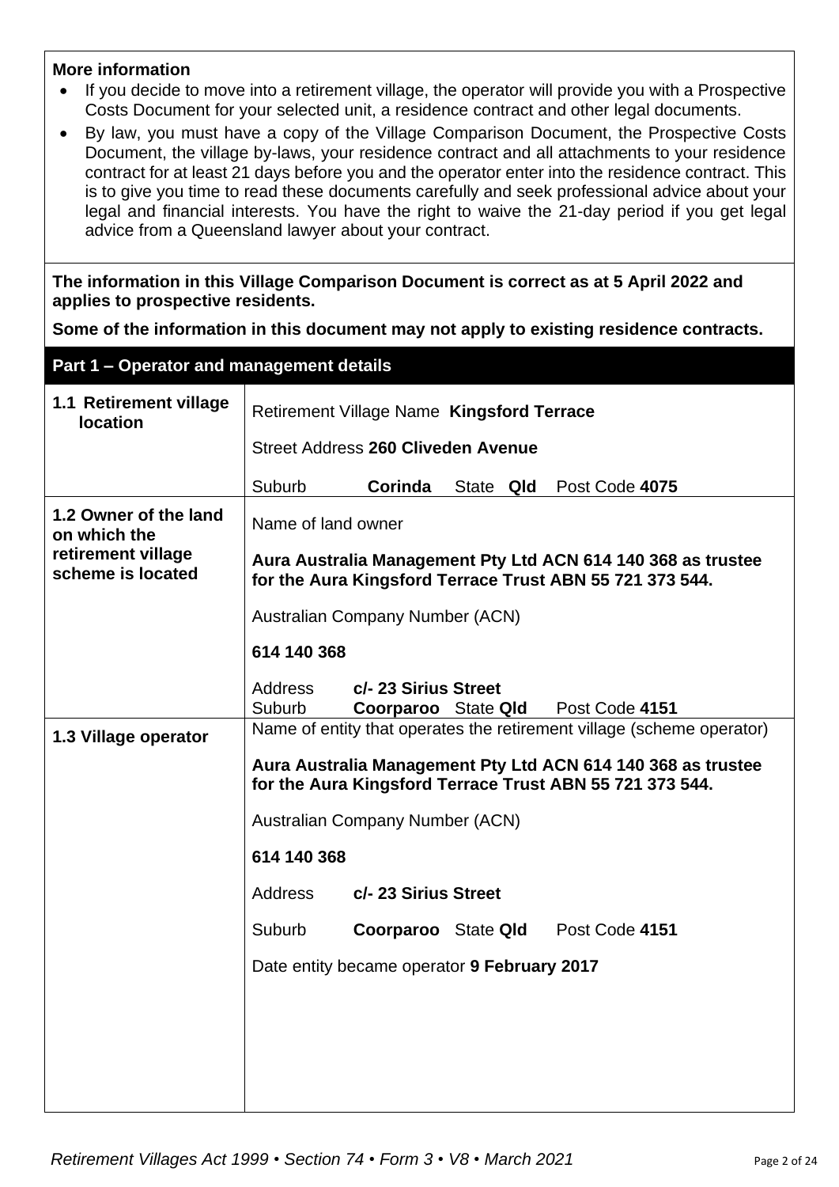**More information**

- If you decide to move into a retirement village, the operator will provide you with a Prospective Costs Document for your selected unit, a residence contract and other legal documents.
- By law, you must have a copy of the Village Comparison Document, the Prospective Costs Document, the village by-laws, your residence contract and all attachments to your residence contract for at least 21 days before you and the operator enter into the residence contract. This is to give you time to read these documents carefully and seek professional advice about your legal and financial interests. You have the right to waive the 21-day period if you get legal advice from a Queensland lawyer about your contract.

**The information in this Village Comparison Document is correct as at 5 April 2022 and applies to prospective residents.**

**Some of the information in this document may not apply to existing residence contracts.**

## Part 1 – Operator and management details

| | |
|---|---|
| **1.1 Retirement village location** | Retirement Village Name **Kingsford Terrace**<br>Street Address **260 Cliveden Avenue**<br>Suburb **Corinda** State **Qld** Post Code **4075** |
| **1.2 Owner of the land on which the retirement village scheme is located** | Name of land owner<br>**Aura Australia Management Pty Ltd ACN 614 140 368 as trustee for the Aura Kingsford Terrace Trust ABN 55 721 373 544.**<br>Australian Company Number (ACN)<br>**614 140 368**<br>Address **c/- 23 Sirius Street**<br>Suburb **Coorparoo** State **Qld** Post Code **4151** |
| **1.3 Village operator** | Name of entity that operates the retirement village (scheme operator)<br>**Aura Australia Management Pty Ltd ACN 614 140 368 as trustee for the Aura Kingsford Terrace Trust ABN 55 721 373 544.**<br>Australian Company Number (ACN)<br>**614 140 368**<br>Address **c/- 23 Sirius Street**<br>Suburb **Coorparoo** State **Qld** Post Code **4151**<br>Date entity became operator **9 February 2017** |

*Retirement Villages Act 1999 • Section 74 • Form 3 • V8 • March 2021*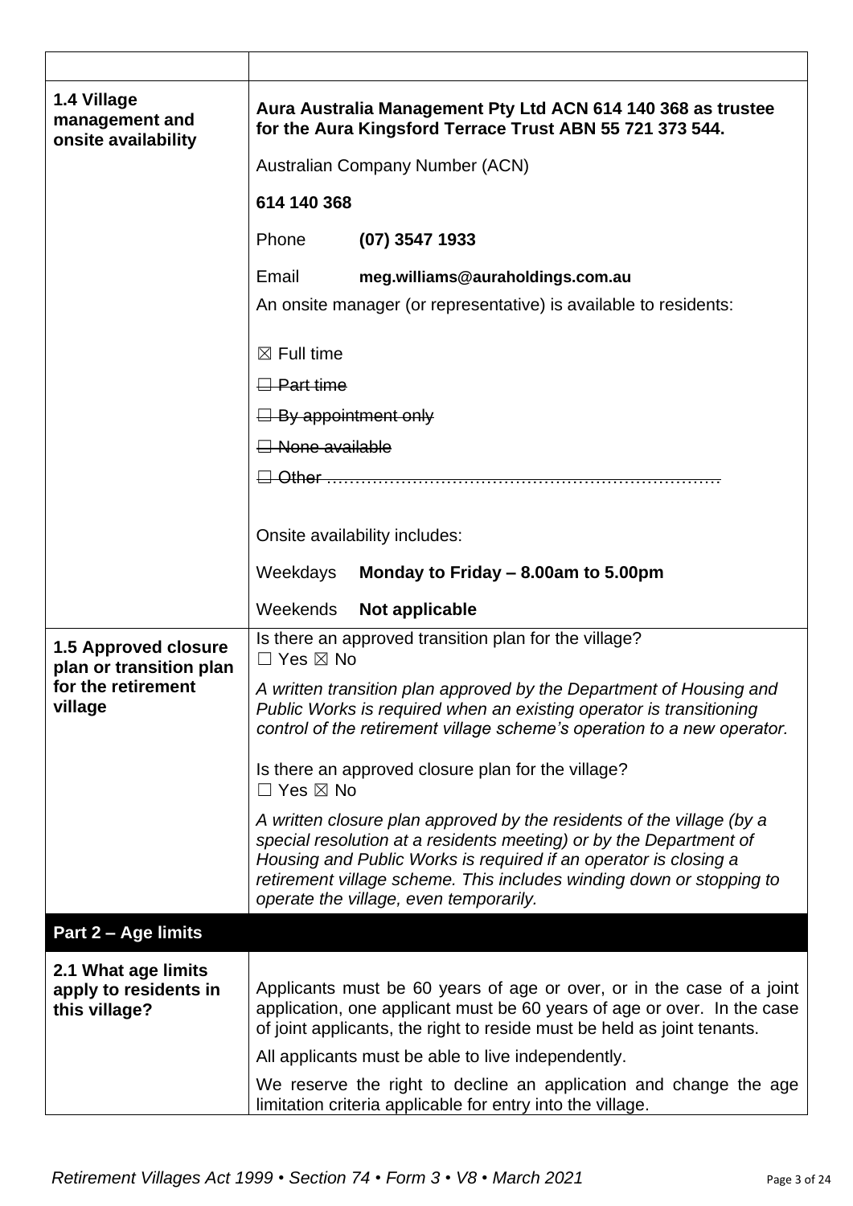| | |
|---|---|
| | |
| **1.4 Village management and onsite availability** | **Aura Australia Management Pty Ltd ACN 614 140 368 as trustee for the Aura Kingsford Terrace Trust ABN 55 721 373 544.**<br><br>Australian Company Number (ACN)<br><br>**614 140 368**<br><br>Phone **(07) 3547 1933**<br><br>Email **meg.williams@auraholdings.com.au**<br><br>An onsite manager (or representative) is available to residents:<br><br>☒ Full time<br><br>~~☐ Part time~~<br><br>~~☐ By appointment only~~<br><br>~~☐ None available~~<br><br>~~☐ Other ……………………………………………………………~~<br><br>Onsite availability includes:<br><br>Weekdays **Monday to Friday – 8.00am to 5.00pm**<br><br>Weekends **Not applicable** |
| **1.5 Approved closure plan or transition plan for the retirement village** | Is there an approved transition plan for the village?<br>☐ Yes ☒ No<br><br>*A written transition plan approved by the Department of Housing and Public Works is required when an existing operator is transitioning control of the retirement village scheme's operation to a new operator.*<br><br>Is there an approved closure plan for the village?<br>☐ Yes ☒ No<br><br>*A written closure plan approved by the residents of the village (by a special resolution at a residents meeting) or by the Department of Housing and Public Works is required if an operator is closing a retirement village scheme. This includes winding down or stopping to operate the village, even temporarily.* |
| **Part 2 – Age limits** | |
| **2.1 What age limits apply to residents in this village?** | Applicants must be 60 years of age or over, or in the case of a joint application, one applicant must be 60 years of age or over. In the case of joint applicants, the right to reside must be held as joint tenants.<br><br>All applicants must be able to live independently.<br><br>We reserve the right to decline an application and change the age limitation criteria applicable for entry into the village. |

*Retirement Villages Act 1999 • Section 74 • Form 3 • V8 • March 2021*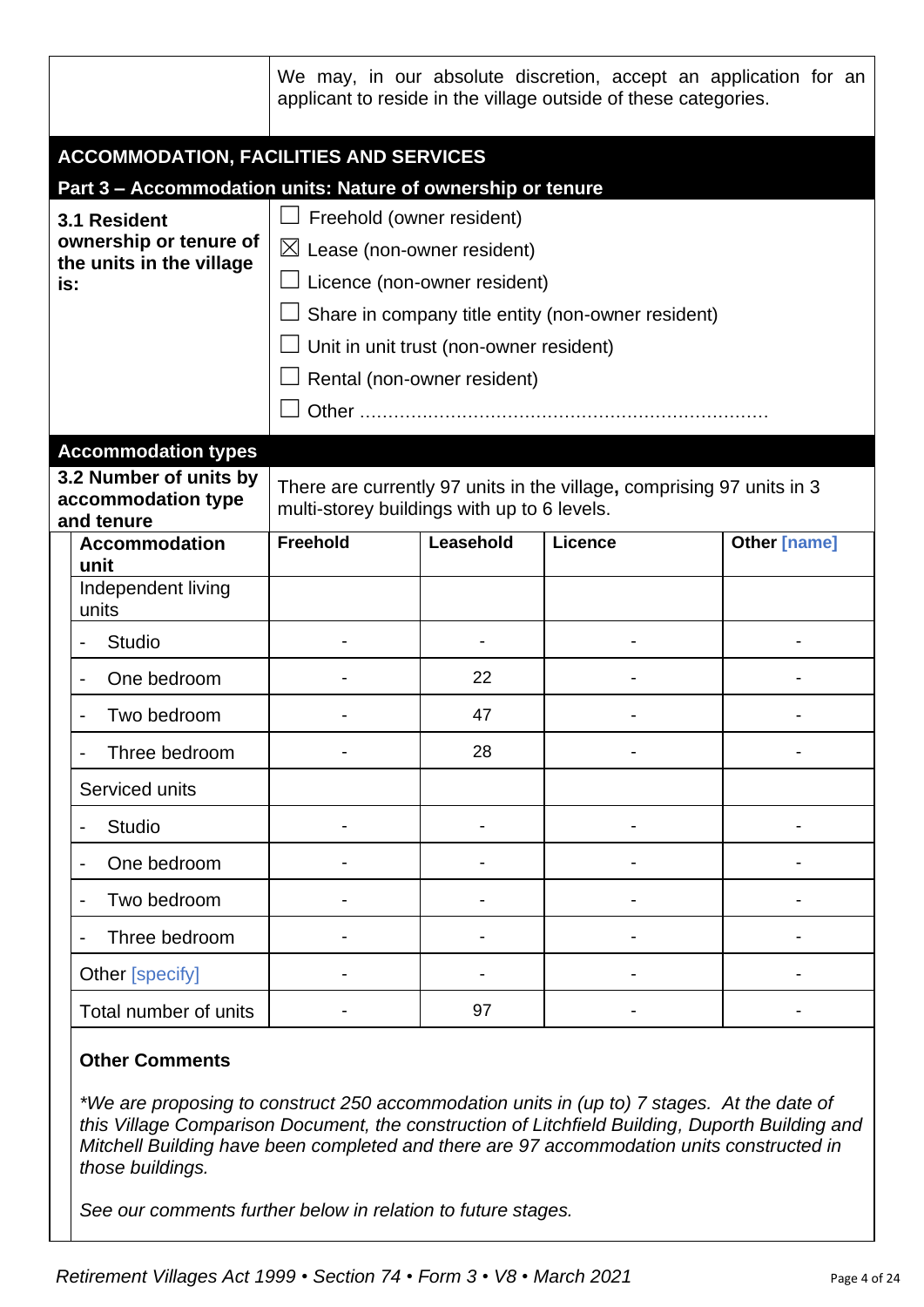| | |
|---|---|
| | We may, in our absolute discretion, accept an application for an applicant to reside in the village outside of these categories. |

## ACCOMMODATION, FACILITIES AND SERVICES

### Part 3 – Accommodation units: Nature of ownership or tenure

**3.1 Resident ownership or tenure of the units in the village is:**

- ☐ Freehold (owner resident)
- ☒ Lease (non-owner resident)
- ☐ Licence (non-owner resident)
- ☐ Share in company title entity (non-owner resident)
- ☐ Unit in unit trust (non-owner resident)
- ☐ Rental (non-owner resident)
- ☐ Other ……………………………………………………………

### Accommodation types

**3.2 Number of units by accommodation type and tenure**

There are currently 97 units in the village**,** comprising 97 units in 3 multi-storey buildings with up to 6 levels.

| Accommodation unit | Freehold | Leasehold | Licence | Other [name] |
|---|---|---|---|---|
| Independent living units | | | | |
| - Studio | - | - | - | - |
| - One bedroom | - | 22 | - | - |
| - Two bedroom | - | 47 | - | - |
| - Three bedroom | - | 28 | - | - |
| Serviced units | | | | |
| - Studio | - | - | - | - |
| - One bedroom | - | - | - | - |
| - Two bedroom | - | - | - | - |
| - Three bedroom | - | - | - | - |
| Other [specify] | - | - | - | - |
| Total number of units | - | 97 | - | - |

**Other Comments**

*\*We are proposing to construct 250 accommodation units in (up to) 7 stages. At the date of this Village Comparison Document, the construction of Litchfield Building, Duporth Building and Mitchell Building have been completed and there are 97 accommodation units constructed in those buildings.*

*See our comments further below in relation to future stages.*

*Retirement Villages Act 1999 • Section 74 • Form 3 • V8 • March 2021*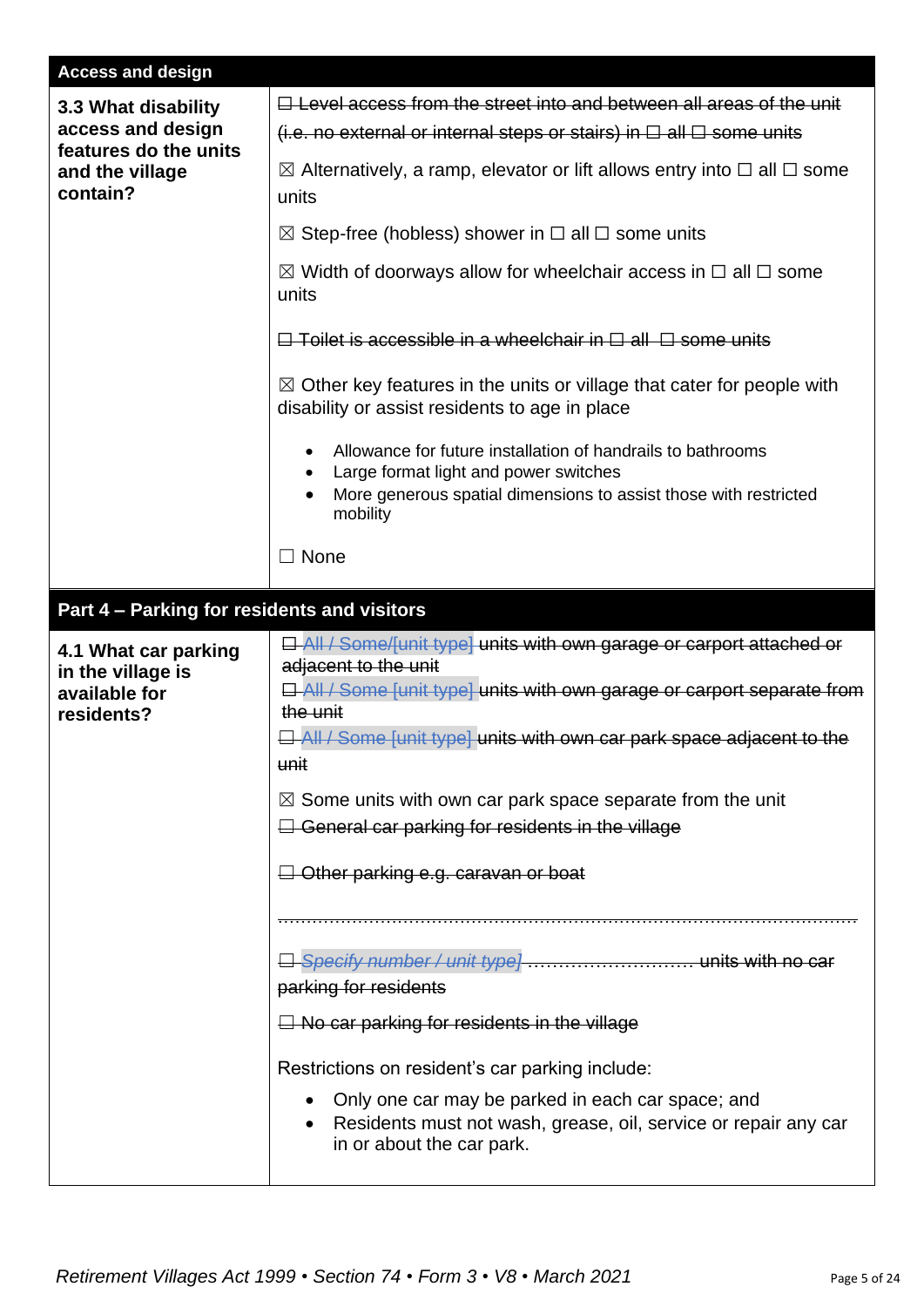| Access and design | |
|---|---|
| **3.3 What disability access and design features do the units and the village contain?** | ~~☐ Level access from the street into and between all areas of the unit (i.e. no external or internal steps or stairs) in ☐ all ☐ some units~~<br><br>☒ Alternatively, a ramp, elevator or lift allows entry into ☐ all ☐ some units<br><br>☒ Step-free (hobless) shower in ☐ all ☐ some units<br><br>☒ Width of doorways allow for wheelchair access in ☐ all ☐ some units<br><br>~~☐ Toilet is accessible in a wheelchair in ☐ all ☐ some units~~<br><br>☒ Other key features in the units or village that cater for people with disability or assist residents to age in place<br><br>• Allowance for future installation of handrails to bathrooms<br>• Large format light and power switches<br>• More generous spatial dimensions to assist those with restricted mobility<br><br>☐ None |

| Part 4 – Parking for residents and visitors | |
|---|---|
| **4.1 What car parking in the village is available for residents?** | ~~☐ All / Some/[unit type] units with own garage or carport attached or adjacent to the unit~~<br>~~☐ All / Some [unit type] units with own garage or carport separate from the unit~~<br>~~☐ All / Some [unit type] units with own car park space adjacent to the unit~~<br><br>☒ Some units with own car park space separate from the unit<br>~~☐ General car parking for residents in the village~~<br><br>~~☐ Other parking e.g. caravan or boat~~<br><br>~~.......................................................................................................~~<br><br>~~☐ *Specify number / unit type* ............................ units with no car parking for residents~~<br><br>~~☐ No car parking for residents in the village~~<br><br>Restrictions on resident's car parking include:<br><br>• Only one car may be parked in each car space; and<br>• Residents must not wash, grease, oil, service or repair any car in or about the car park. |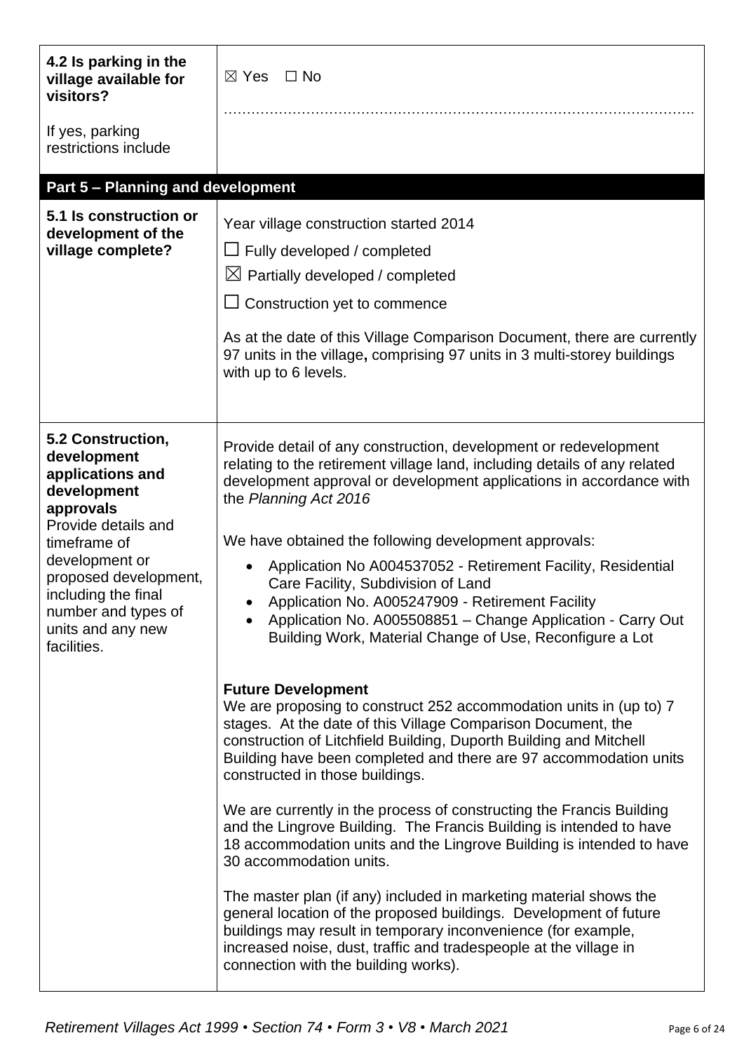| | |
|---|---|
| **4.2 Is parking in the village available for visitors?**<br><br>If yes, parking restrictions include | ☒ Yes ☐ No<br><br>……………………………………………………………………………………… |

| **Part 5 – Planning and development** | |
|---|---|
| **5.1 Is construction or development of the village complete?** | Year village construction started 2014<br><br>☐ Fully developed / completed<br><br>☒ Partially developed / completed<br><br>☐ Construction yet to commence<br><br>As at the date of this Village Comparison Document, there are currently 97 units in the village**,** comprising 97 units in 3 multi-storey buildings with up to 6 levels. |
| **5.2 Construction, development applications and development approvals**<br>Provide details and timeframe of development or proposed development, including the final number and types of units and any new facilities. | Provide detail of any construction, development or redevelopment relating to the retirement village land, including details of any related development approval or development applications in accordance with the *Planning Act 2016*<br><br>We have obtained the following development approvals:<br><br>• Application No A004537052 - Retirement Facility, Residential Care Facility, Subdivision of Land<br>• Application No. A005247909 - Retirement Facility<br>• Application No. A005508851 – Change Application - Carry Out Building Work, Material Change of Use, Reconfigure a Lot<br><br>**Future Development**<br>We are proposing to construct 252 accommodation units in (up to) 7 stages. At the date of this Village Comparison Document, the construction of Litchfield Building, Duporth Building and Mitchell Building have been completed and there are 97 accommodation units constructed in those buildings.<br><br>We are currently in the process of constructing the Francis Building and the Lingrove Building. The Francis Building is intended to have 18 accommodation units and the Lingrove Building is intended to have 30 accommodation units.<br><br>The master plan (if any) included in marketing material shows the general location of the proposed buildings. Development of future buildings may result in temporary inconvenience (for example, increased noise, dust, traffic and tradespeople at the village in connection with the building works). |

*Retirement Villages Act 1999 • Section 74 • Form 3 • V8 • March 2021*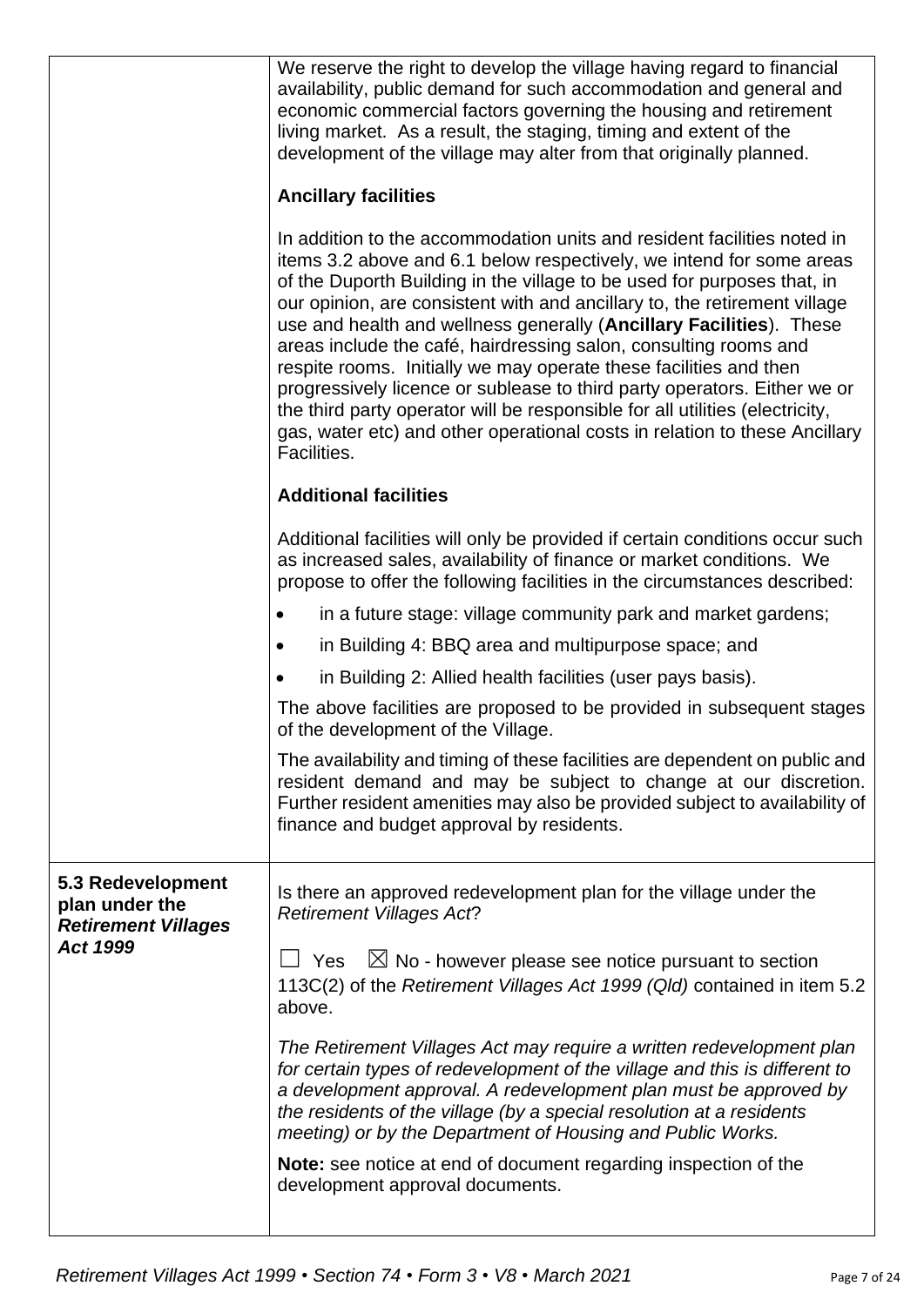| | |
|---|---|
| | We reserve the right to develop the village having regard to financial availability, public demand for such accommodation and general and economic commercial factors governing the housing and retirement living market. As a result, the staging, timing and extent of the development of the village may alter from that originally planned.<br><br>**Ancillary facilities**<br><br>In addition to the accommodation units and resident facilities noted in items 3.2 above and 6.1 below respectively, we intend for some areas of the Duporth Building in the village to be used for purposes that, in our opinion, are consistent with and ancillary to, the retirement village use and health and wellness generally (**Ancillary Facilities**). These areas include the café, hairdressing salon, consulting rooms and respite rooms. Initially we may operate these facilities and then progressively licence or sublease to third party operators. Either we or the third party operator will be responsible for all utilities (electricity, gas, water etc) and other operational costs in relation to these Ancillary Facilities.<br><br>**Additional facilities**<br><br>Additional facilities will only be provided if certain conditions occur such as increased sales, availability of finance or market conditions. We propose to offer the following facilities in the circumstances described:<br>• in a future stage: village community park and market gardens;<br>• in Building 4: BBQ area and multipurpose space; and<br>• in Building 2: Allied health facilities (user pays basis).<br><br>The above facilities are proposed to be provided in subsequent stages of the development of the Village.<br><br>The availability and timing of these facilities are dependent on public and resident demand and may be subject to change at our discretion. Further resident amenities may also be provided subject to availability of finance and budget approval by residents. |
| **5.3 Redevelopment plan under the *Retirement Villages Act 1999*** | Is there an approved redevelopment plan for the village under the *Retirement Villages Act*?<br><br>☐ Yes ☒ No - however please see notice pursuant to section 113C(2) of the *Retirement Villages Act 1999 (Qld)* contained in item 5.2 above.<br><br>*The Retirement Villages Act may require a written redevelopment plan for certain types of redevelopment of the village and this is different to a development approval. A redevelopment plan must be approved by the residents of the village (by a special resolution at a residents meeting) or by the Department of Housing and Public Works.*<br><br>**Note:** see notice at end of document regarding inspection of the development approval documents. |

*Retirement Villages Act 1999 • Section 74 • Form 3 • V8 • March 2021*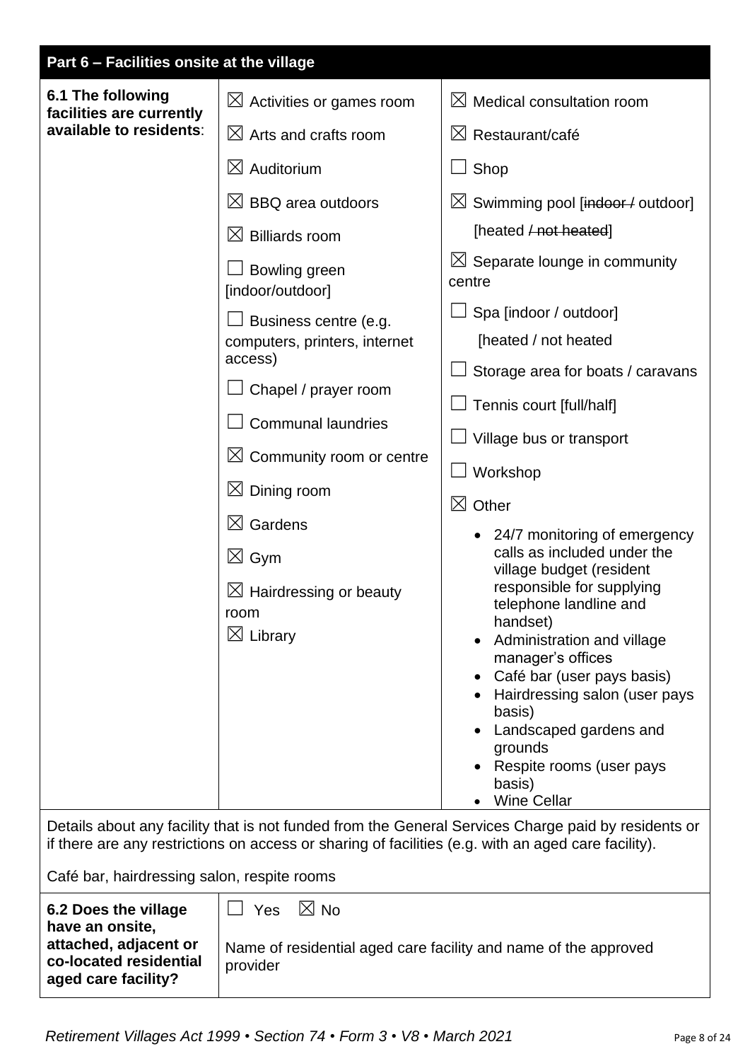| **Part 6 – Facilities onsite at the village** | | |
|---|---|---|
| **6.1 The following facilities are currently available to residents**: | ☒ Activities or games room<br>☒ Arts and crafts room<br>☒ Auditorium<br>☒ BBQ area outdoors<br>☒ Billiards room<br>☐ Bowling green [indoor/outdoor]<br>☐ Business centre (e.g. computers, printers, internet access)<br>☐ Chapel / prayer room<br>☐ Communal laundries<br>☒ Community room or centre<br>☒ Dining room<br>☒ Gardens<br>☒ Gym<br>☒ Hairdressing or beauty room<br>☒ Library | ☒ Medical consultation room<br>☒ Restaurant/café<br>☐ Shop<br>☒ Swimming pool [~~indoor /~~ outdoor] [heated ~~/ not heated~~]<br>☒ Separate lounge in community centre<br>☐ Spa [indoor / outdoor] [heated / not heated<br>☐ Storage area for boats / caravans<br>☐ Tennis court [full/half]<br>☐ Village bus or transport<br>☐ Workshop<br>☒ Other<br>• 24/7 monitoring of emergency calls as included under the village budget (resident responsible for supplying telephone landline and handset)<br>• Administration and village manager's offices<br>• Café bar (user pays basis)<br>• Hairdressing salon (user pays basis)<br>• Landscaped gardens and grounds<br>• Respite rooms (user pays basis)<br>• Wine Cellar |
| Details about any facility that is not funded from the General Services Charge paid by residents or if there are any restrictions on access or sharing of facilities (e.g. with an aged care facility).<br><br>Café bar, hairdressing salon, respite rooms | | |
| **6.2 Does the village have an onsite, attached, adjacent or co-located residential aged care facility?** | ☐ Yes ☒ No<br><br>Name of residential aged care facility and name of the approved provider | |

*Retirement Villages Act 1999 • Section 74 • Form 3 • V8 • March 2021*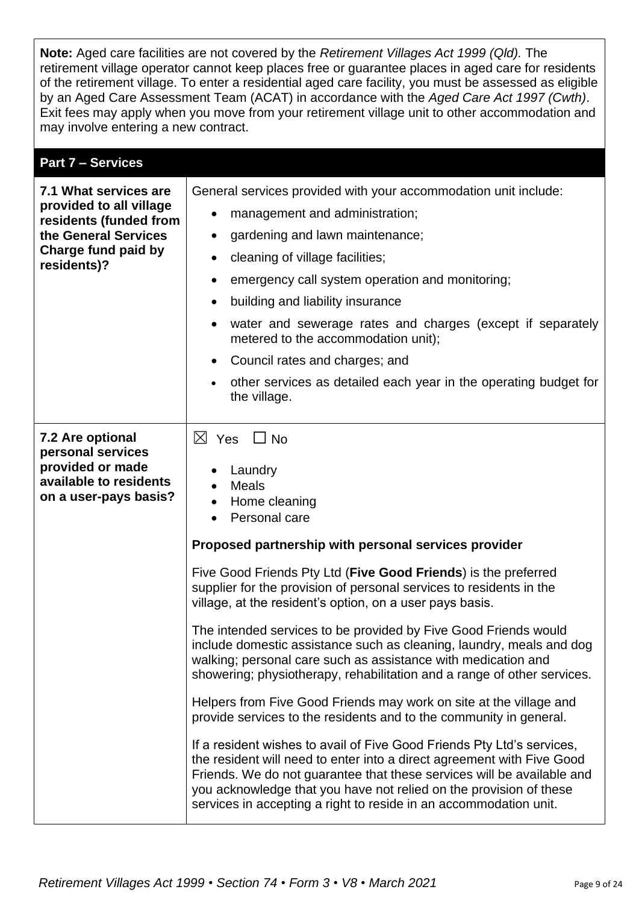**Note:** Aged care facilities are not covered by the *Retirement Villages Act 1999 (Qld).* The retirement village operator cannot keep places free or guarantee places in aged care for residents of the retirement village. To enter a residential aged care facility, you must be assessed as eligible by an Aged Care Assessment Team (ACAT) in accordance with the *Aged Care Act 1997 (Cwth)*. Exit fees may apply when you move from your retirement village unit to other accommodation and may involve entering a new contract.

## Part 7 – Services

| | |
|---|---|
| **7.1 What services are provided to all village residents (funded from the General Services Charge fund paid by residents)?** | General services provided with your accommodation unit include:<br>• management and administration;<br>• gardening and lawn maintenance;<br>• cleaning of village facilities;<br>• emergency call system operation and monitoring;<br>• building and liability insurance<br>• water and sewerage rates and charges (except if separately metered to the accommodation unit);<br>• Council rates and charges; and<br>• other services as detailed each year in the operating budget for the village. |
| **7.2 Are optional personal services provided or made available to residents on a user-pays basis?** | ☒ Yes ☐ No<br>• Laundry<br>• Meals<br>• Home cleaning<br>• Personal care<br><br>**Proposed partnership with personal services provider**<br><br>Five Good Friends Pty Ltd (**Five Good Friends**) is the preferred supplier for the provision of personal services to residents in the village, at the resident's option, on a user pays basis.<br><br>The intended services to be provided by Five Good Friends would include domestic assistance such as cleaning, laundry, meals and dog walking; personal care such as assistance with medication and showering; physiotherapy, rehabilitation and a range of other services.<br><br>Helpers from Five Good Friends may work on site at the village and provide services to the residents and to the community in general.<br><br>If a resident wishes to avail of Five Good Friends Pty Ltd's services, the resident will need to enter into a direct agreement with Five Good Friends. We do not guarantee that these services will be available and you acknowledge that you have not relied on the provision of these services in accepting a right to reside in an accommodation unit. |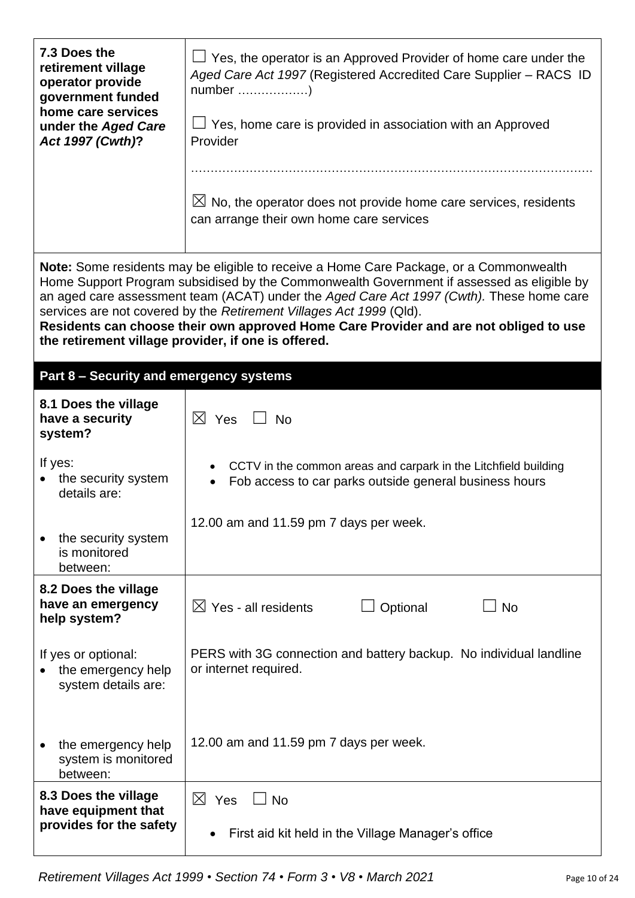| | |
|---|---|
| **7.3 Does the retirement village operator provide government funded home care services under the *Aged Care Act 1997 (Cwth)*?** | ☐ Yes, the operator is an Approved Provider of home care under the *Aged Care Act 1997* (Registered Accredited Care Supplier – RACS ID number ………………)<br><br>☐ Yes, home care is provided in association with an Approved Provider<br><br>………………………………………………………………………………………<br><br>☒ No, the operator does not provide home care services, residents can arrange their own home care services |

**Note:** Some residents may be eligible to receive a Home Care Package, or a Commonwealth Home Support Program subsidised by the Commonwealth Government if assessed as eligible by an aged care assessment team (ACAT) under the *Aged Care Act 1997 (Cwth).* These home care services are not covered by the *Retirement Villages Act 1999* (Qld).
**Residents can choose their own approved Home Care Provider and are not obliged to use the retirement village provider, if one is offered.**

## Part 8 – Security and emergency systems

| | |
|---|---|
| **8.1 Does the village have a security system?** | ☒ Yes ☐ No |
| If yes:<br>• the security system details are: | • CCTV in the common areas and carpark in the Litchfield building<br>• Fob access to car parks outside general business hours |
| • the security system is monitored between: | 12.00 am and 11.59 pm 7 days per week. |
| **8.2 Does the village have an emergency help system?** | ☒ Yes - all residents ☐ Optional ☐ No |
| If yes or optional:<br>• the emergency help system details are: | PERS with 3G connection and battery backup. No individual landline or internet required. |
| • the emergency help system is monitored between: | 12.00 am and 11.59 pm 7 days per week. |
| **8.3 Does the village have equipment that provides for the safety** | ☒ Yes ☐ No<br><br>• First aid kit held in the Village Manager's office |

*Retirement Villages Act 1999 • Section 74 • Form 3 • V8 • March 2021*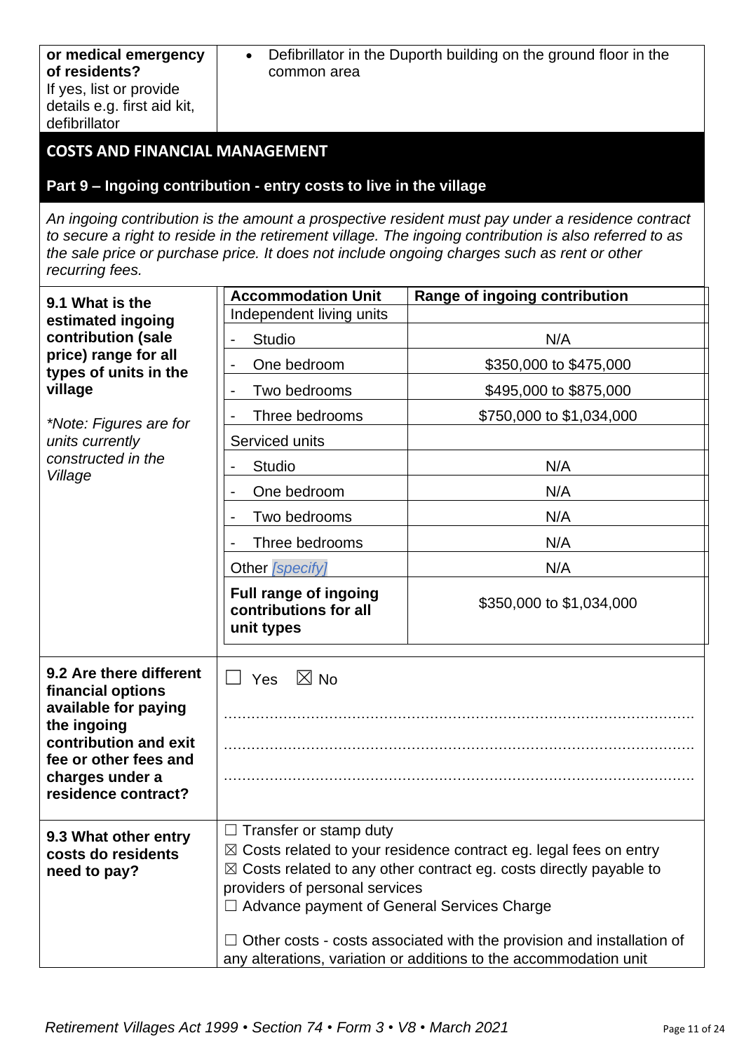| **or medical emergency of residents?** If yes, list or provide details e.g. first aid kit, defibrillator | • Defibrillator in the Duporth building on the ground floor in the common area |
|---|---|

## COSTS AND FINANCIAL MANAGEMENT

### Part 9 – Ingoing contribution - entry costs to live in the village

*An ingoing contribution is the amount a prospective resident must pay under a residence contract to secure a right to reside in the retirement village. The ingoing contribution is also referred to as the sale price or purchase price. It does not include ongoing charges such as rent or other recurring fees.*

**9.1 What is the estimated ingoing contribution (sale price) range for all types of units in the village**

*\*Note: Figures are for units currently constructed in the Village*

| **Accommodation Unit** | **Range of ingoing contribution** |
|---|---|
| Independent living units | |
| - Studio | N/A |
| - One bedroom | $350,000 to $475,000 |
| - Two bedrooms | $495,000 to $875,000 |
| - Three bedrooms | $750,000 to $1,034,000 |
| Serviced units | |
| - Studio | N/A |
| - One bedroom | N/A |
| - Two bedrooms | N/A |
| - Three bedrooms | N/A |
| Other *[specify]* | N/A |
| **Full range of ingoing contributions for all unit types** | $350,000 to $1,034,000 |

**9.2 Are there different financial options available for paying the ingoing contribution and exit fee or other fees and charges under a residence contract?**

☐ Yes ☒ No

…………………………………………………………………………………………

…………………………………………………………………………………………

…………………………………………………………………………………………

**9.3 What other entry costs do residents need to pay?**

☐ Transfer or stamp duty
☒ Costs related to your residence contract eg. legal fees on entry
☒ Costs related to any other contract eg. costs directly payable to providers of personal services
☐ Advance payment of General Services Charge

☐ Other costs - costs associated with the provision and installation of any alterations, variation or additions to the accommodation unit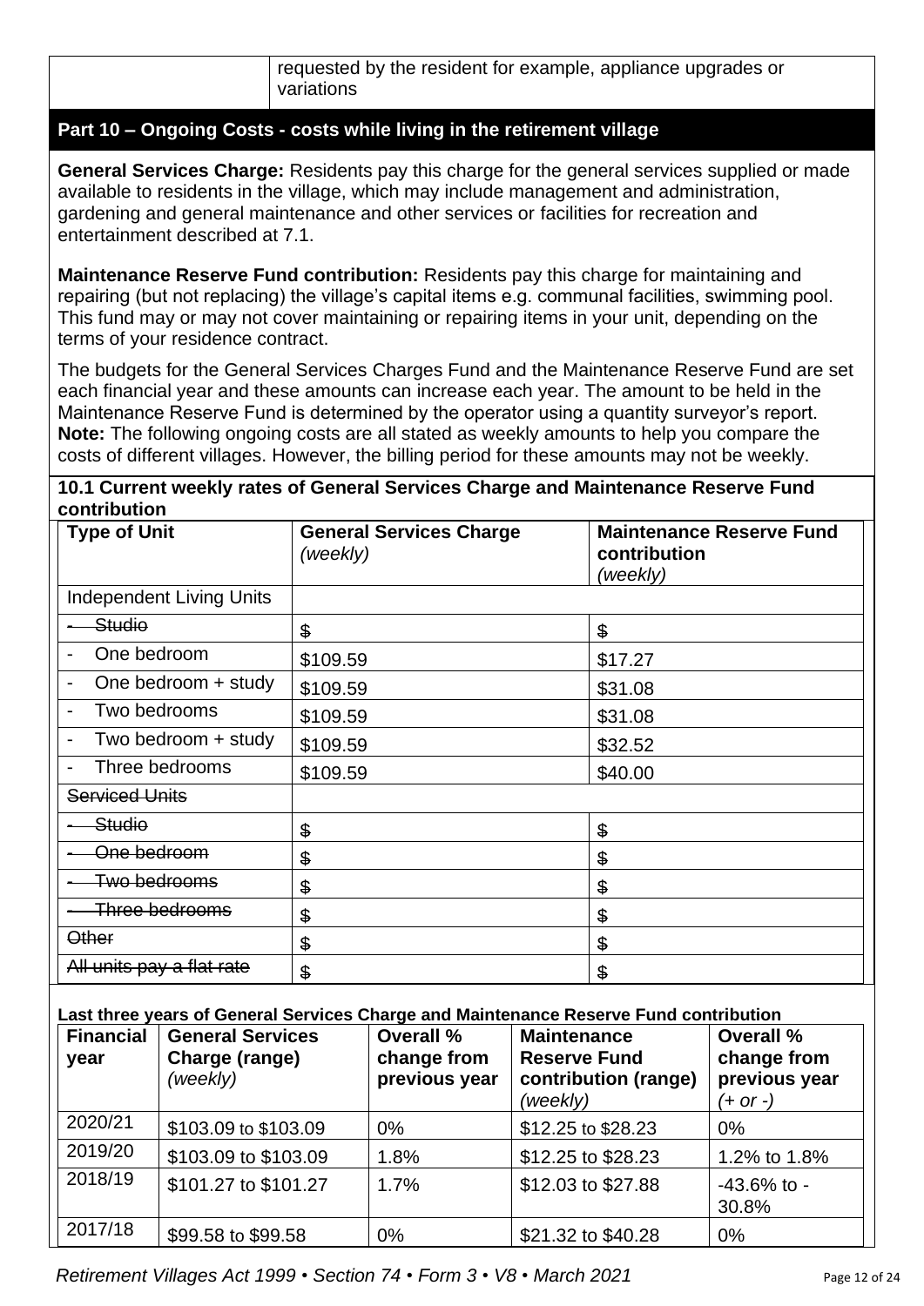| | requested by the resident for example, appliance upgrades or variations |
|---|---|

## Part 10 – Ongoing Costs - costs while living in the retirement village

**General Services Charge:** Residents pay this charge for the general services supplied or made available to residents in the village, which may include management and administration, gardening and general maintenance and other services or facilities for recreation and entertainment described at 7.1.

**Maintenance Reserve Fund contribution:** Residents pay this charge for maintaining and repairing (but not replacing) the village's capital items e.g. communal facilities, swimming pool. This fund may or may not cover maintaining or repairing items in your unit, depending on the terms of your residence contract.

The budgets for the General Services Charges Fund and the Maintenance Reserve Fund are set each financial year and these amounts can increase each year. The amount to be held in the Maintenance Reserve Fund is determined by the operator using a quantity surveyor's report.
**Note:** The following ongoing costs are all stated as weekly amounts to help you compare the costs of different villages. However, the billing period for these amounts may not be weekly.

### 10.1 Current weekly rates of General Services Charge and Maintenance Reserve Fund contribution

| Type of Unit | General Services Charge *(weekly)* | Maintenance Reserve Fund contribution *(weekly)* |
|---|---|---|
| Independent Living Units | | |
| ~~- Studio~~ | ~~$~~ | ~~$~~ |
| - One bedroom | $109.59 | $17.27 |
| - One bedroom + study | $109.59 | $31.08 |
| - Two bedrooms | $109.59 | $31.08 |
| - Two bedroom + study | $109.59 | $32.52 |
| - Three bedrooms | $109.59 | $40.00 |
| ~~Serviced Units~~ | | |
| ~~- Studio~~ | ~~$~~ | ~~$~~ |
| ~~- One bedroom~~ | ~~$~~ | ~~$~~ |
| ~~- Two bedrooms~~ | ~~$~~ | ~~$~~ |
| ~~- Three bedrooms~~ | ~~$~~ | ~~$~~ |
| ~~Other~~ | ~~$~~ | ~~$~~ |
| ~~All units pay a flat rate~~ | ~~$~~ | ~~$~~ |

**Last three years of General Services Charge and Maintenance Reserve Fund contribution**

| Financial year | General Services Charge (range) *(weekly)* | Overall % change from previous year | Maintenance Reserve Fund contribution (range) *(weekly)* | Overall % change from previous year *(+ or -)* |
|---|---|---|---|---|
| 2020/21 | $103.09 to $103.09 | 0% | $12.25 to $28.23 | 0% |
| 2019/20 | $103.09 to $103.09 | 1.8% | $12.25 to $28.23 | 1.2% to 1.8% |
| 2018/19 | $101.27 to $101.27 | 1.7% | $12.03 to $27.88 | -43.6% to -30.8% |
| 2017/18 | $99.58 to $99.58 | 0% | $21.32 to $40.28 | 0% |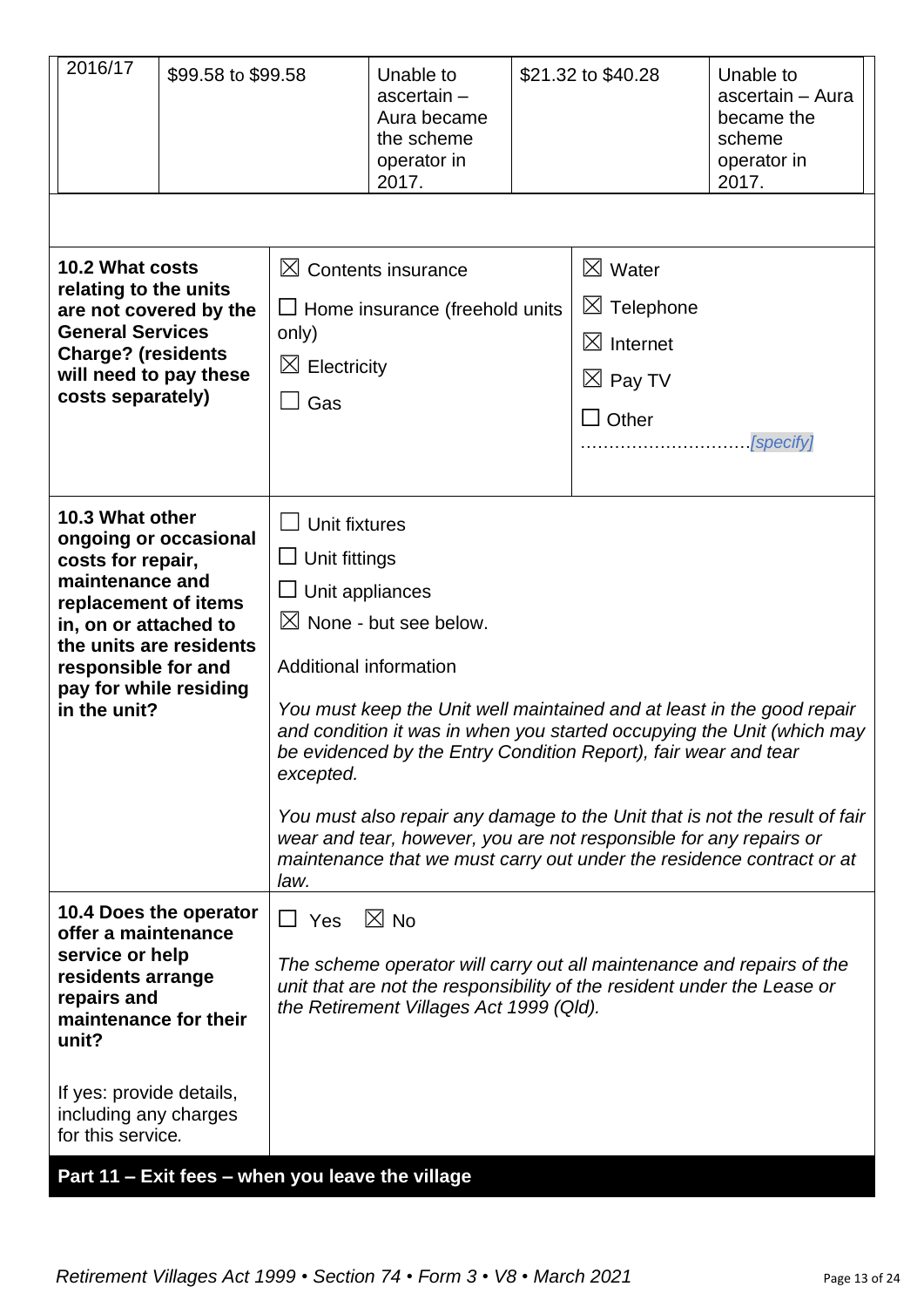| 2016/17 | $99.58 to $99.58 | Unable to ascertain – Aura became the scheme operator in 2017. | $21.32 to $40.28 | Unable to ascertain – Aura became the scheme operator in 2017. |
|---|---|---|---|---|

| | | |
|---|---|---|
| **10.2 What costs relating to the units are not covered by the General Services Charge? (residents will need to pay these costs separately)** | ☒ Contents insurance<br>☐ Home insurance (freehold units only)<br>☒ Electricity<br>☐ Gas | ☒ Water<br>☒ Telephone<br>☒ Internet<br>☒ Pay TV<br>☐ Other<br>…………………………[specify] |
| **10.3 What other ongoing or occasional costs for repair, maintenance and replacement of items in, on or attached to the units are residents responsible for and pay for while residing in the unit?** | ☐ Unit fixtures<br>☐ Unit fittings<br>☐ Unit appliances<br>☒ None - but see below.<br><br>Additional information<br><br>*You must keep the Unit well maintained and at least in the good repair and condition it was in when you started occupying the Unit (which may be evidenced by the Entry Condition Report), fair wear and tear excepted.*<br><br>*You must also repair any damage to the Unit that is not the result of fair wear and tear, however, you are not responsible for any repairs or maintenance that we must carry out under the residence contract or at law.* | |
| **10.4 Does the operator offer a maintenance service or help residents arrange repairs and maintenance for their unit?**<br><br>If yes: provide details, including any charges for this service. | ☐ Yes ☒ No<br><br>*The scheme operator will carry out all maintenance and repairs of the unit that are not the responsibility of the resident under the Lease or the Retirement Villages Act 1999 (Qld).* | |

## Part 11 – Exit fees – when you leave the village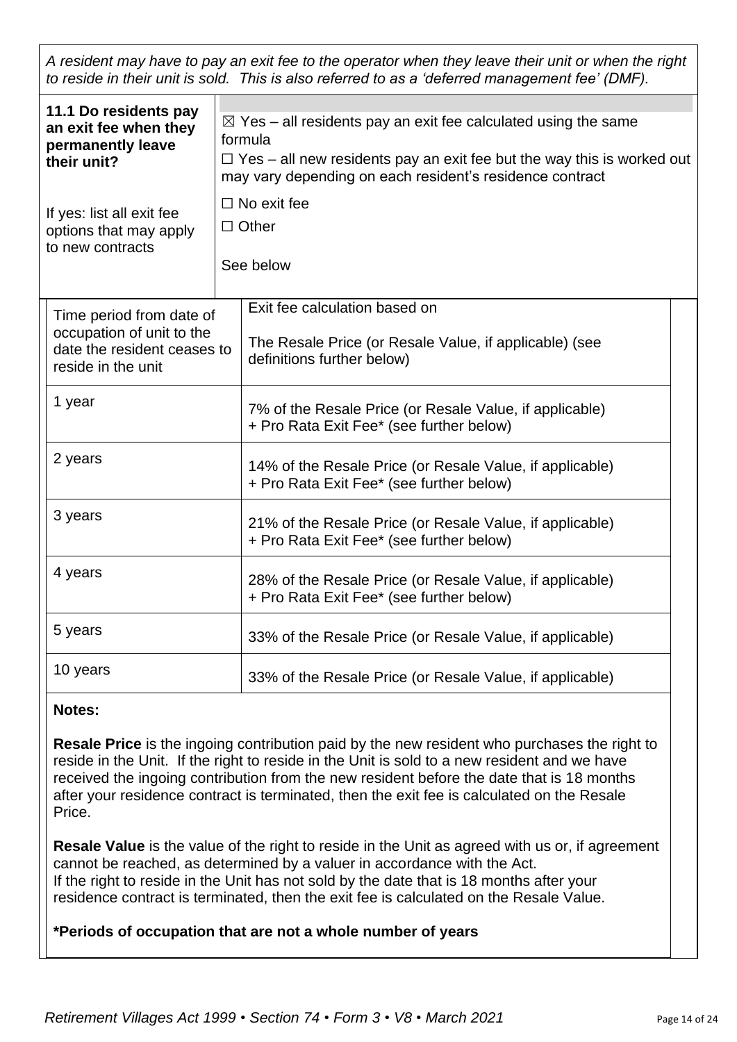*A resident may have to pay an exit fee to the operator when they leave their unit or when the right to reside in their unit is sold. This is also referred to as a 'deferred management fee' (DMF).*

| **11.1 Do residents pay an exit fee when they permanently leave their unit?**<br><br>If yes: list all exit fee options that may apply to new contracts | ☒ Yes – all residents pay an exit fee calculated using the same formula<br>☐ Yes – all new residents pay an exit fee but the way this is worked out may vary depending on each resident's residence contract<br>☐ No exit fee<br>☐ Other<br><br>See below |
|---|---|

| Time period from date of occupation of unit to the date the resident ceases to reside in the unit | Exit fee calculation based on<br><br>The Resale Price (or Resale Value, if applicable) (see definitions further below) |
|---|---|
| 1 year | 7% of the Resale Price (or Resale Value, if applicable) + Pro Rata Exit Fee* (see further below) |
| 2 years | 14% of the Resale Price (or Resale Value, if applicable) + Pro Rata Exit Fee* (see further below) |
| 3 years | 21% of the Resale Price (or Resale Value, if applicable) + Pro Rata Exit Fee* (see further below) |
| 4 years | 28% of the Resale Price (or Resale Value, if applicable) + Pro Rata Exit Fee* (see further below) |
| 5 years | 33% of the Resale Price (or Resale Value, if applicable) |
| 10 years | 33% of the Resale Price (or Resale Value, if applicable) |

**Notes:**

**Resale Price** is the ingoing contribution paid by the new resident who purchases the right to reside in the Unit. If the right to reside in the Unit is sold to a new resident and we have received the ingoing contribution from the new resident before the date that is 18 months after your residence contract is terminated, then the exit fee is calculated on the Resale Price.

**Resale Value** is the value of the right to reside in the Unit as agreed with us or, if agreement cannot be reached, as determined by a valuer in accordance with the Act.
If the right to reside in the Unit has not sold by the date that is 18 months after your residence contract is terminated, then the exit fee is calculated on the Resale Value.

**\*Periods of occupation that are not a whole number of years**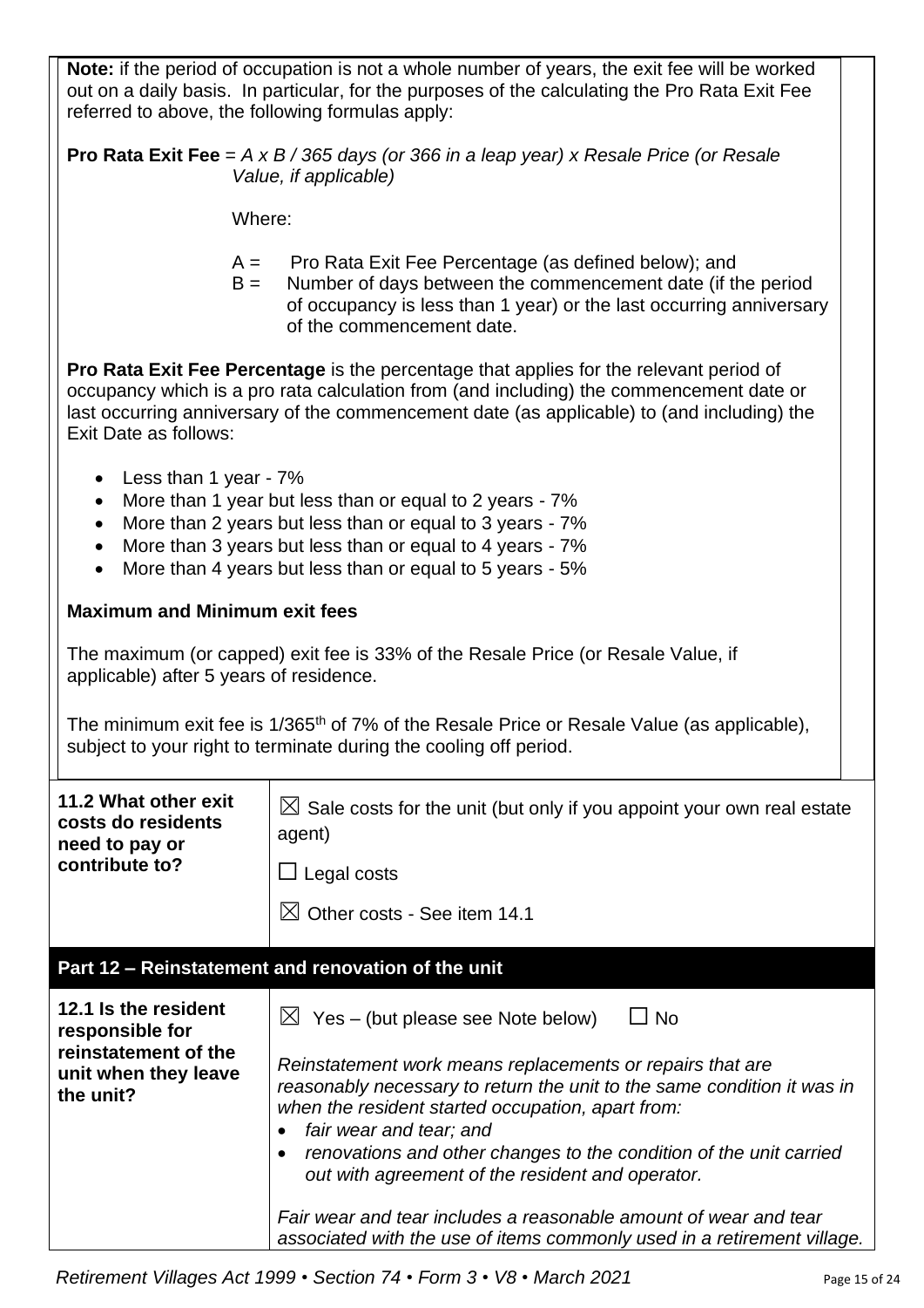**Note:** if the period of occupation is not a whole number of years, the exit fee will be worked out on a daily basis. In particular, for the purposes of the calculating the Pro Rata Exit Fee referred to above, the following formulas apply:

**Pro Rata Exit Fee** = *A x B / 365 days (or 366 in a leap year) x Resale Price (or Resale Value, if applicable)*

Where:

A = Pro Rata Exit Fee Percentage (as defined below); and
B = Number of days between the commencement date (if the period of occupancy is less than 1 year) or the last occurring anniversary of the commencement date.

**Pro Rata Exit Fee Percentage** is the percentage that applies for the relevant period of occupancy which is a pro rata calculation from (and including) the commencement date or last occurring anniversary of the commencement date (as applicable) to (and including) the Exit Date as follows:

- Less than 1 year - 7%
- More than 1 year but less than or equal to 2 years - 7%
- More than 2 years but less than or equal to 3 years - 7%
- More than 3 years but less than or equal to 4 years - 7%
- More than 4 years but less than or equal to 5 years - 5%

**Maximum and Minimum exit fees**

The maximum (or capped) exit fee is 33% of the Resale Price (or Resale Value, if applicable) after 5 years of residence.

The minimum exit fee is 1/365th of 7% of the Resale Price or Resale Value (as applicable), subject to your right to terminate during the cooling off period.

| **11.2 What other exit costs do residents need to pay or contribute to?** | ☒ Sale costs for the unit (but only if you appoint your own real estate agent)<br>☐ Legal costs<br>☒ Other costs - See item 14.1 |
|---|---|

## Part 12 – Reinstatement and renovation of the unit

| **12.1 Is the resident responsible for reinstatement of the unit when they leave the unit?** | ☒ Yes – (but please see Note below) ☐ No<br><br>*Reinstatement work means replacements or repairs that are reasonably necessary to return the unit to the same condition it was in when the resident started occupation, apart from:*<br>• *fair wear and tear; and*<br>• *renovations and other changes to the condition of the unit carried out with agreement of the resident and operator.*<br><br>*Fair wear and tear includes a reasonable amount of wear and tear associated with the use of items commonly used in a retirement village.* |
|---|---|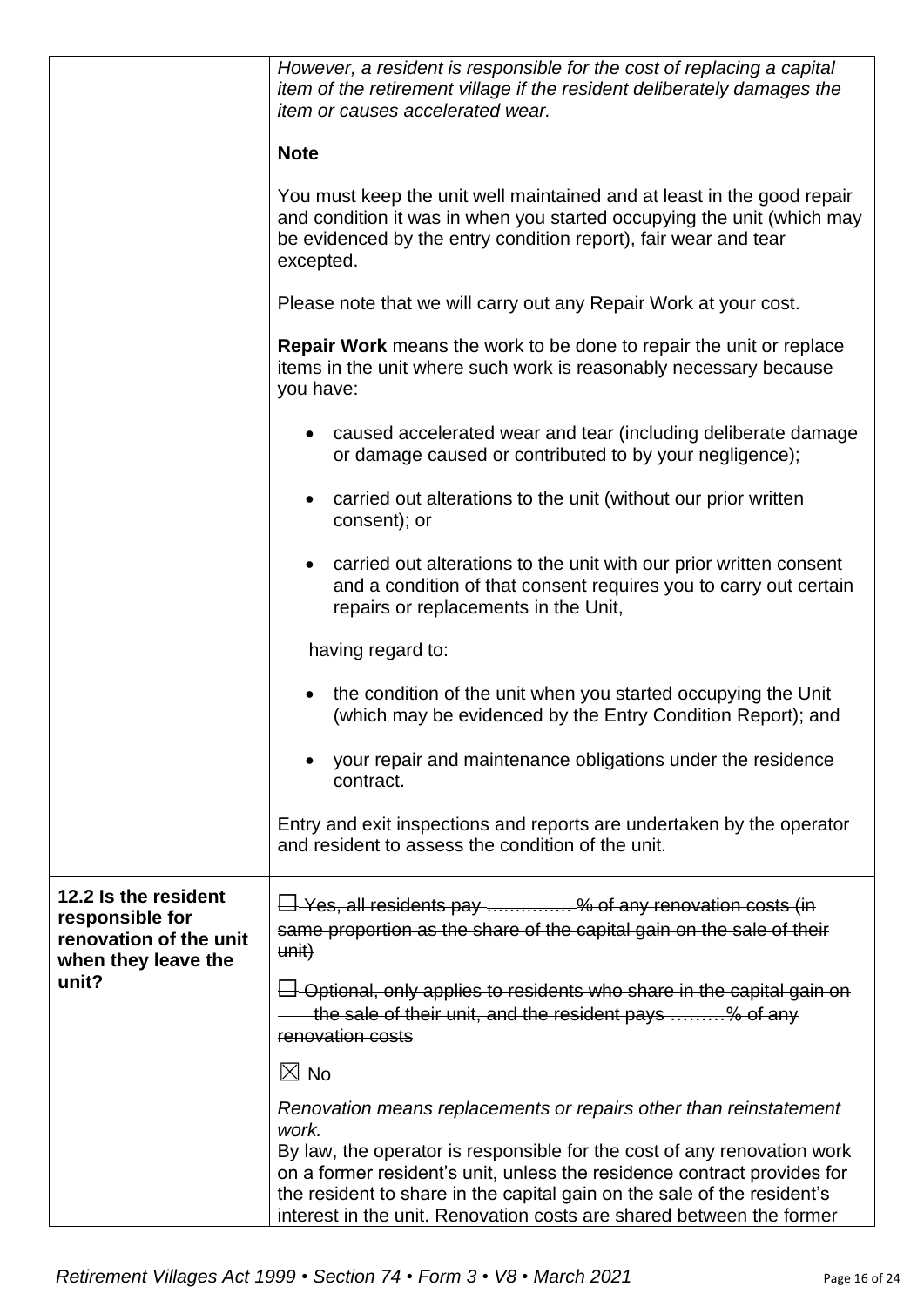| | |
|---|---|
| | *However, a resident is responsible for the cost of replacing a capital item of the retirement village if the resident deliberately damages the item or causes accelerated wear.*<br><br>**Note**<br><br>You must keep the unit well maintained and at least in the good repair and condition it was in when you started occupying the unit (which may be evidenced by the entry condition report), fair wear and tear excepted.<br><br>Please note that we will carry out any Repair Work at your cost.<br><br>**Repair Work** means the work to be done to repair the unit or replace items in the unit where such work is reasonably necessary because you have:<br><br>• caused accelerated wear and tear (including deliberate damage or damage caused or contributed to by your negligence);<br><br>• carried out alterations to the unit (without our prior written consent); or<br><br>• carried out alterations to the unit with our prior written consent and a condition of that consent requires you to carry out certain repairs or replacements in the Unit,<br><br>having regard to:<br><br>• the condition of the unit when you started occupying the Unit (which may be evidenced by the Entry Condition Report); and<br><br>• your repair and maintenance obligations under the residence contract.<br><br>Entry and exit inspections and reports are undertaken by the operator and resident to assess the condition of the unit. |
| **12.2 Is the resident responsible for renovation of the unit when they leave the unit?** | ~~☐ Yes, all residents pay ………….. % of any renovation costs (in same proportion as the share of the capital gain on the sale of their unit)~~<br><br>~~☐ Optional, only applies to residents who share in the capital gain on the sale of their unit, and the resident pays ………% of any renovation costs~~<br><br>☒ No<br><br>*Renovation means replacements or repairs other than reinstatement work.*<br>By law, the operator is responsible for the cost of any renovation work on a former resident's unit, unless the residence contract provides for the resident to share in the capital gain on the sale of the resident's interest in the unit. Renovation costs are shared between the former |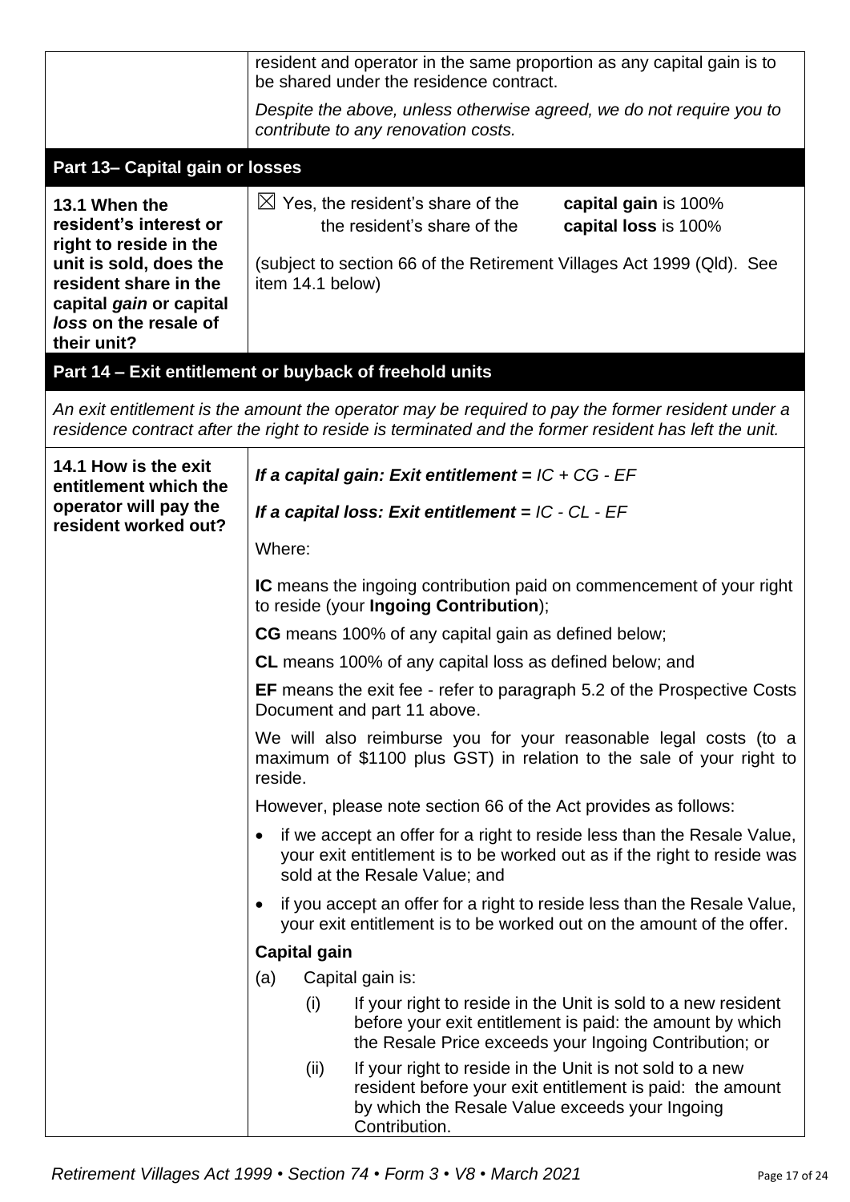| | |
|---|---|
| | resident and operator in the same proportion as any capital gain is to be shared under the residence contract.<br><br>*Despite the above, unless otherwise agreed, we do not require you to contribute to any renovation costs.* |

## Part 13– Capital gain or losses

| | |
|---|---|
| **13.1 When the resident's interest or right to reside in the unit is sold, does the resident share in the capital *gain* or capital *loss* on the resale of their unit?** | ☒ Yes, the resident's share of the **capital gain** is 100%<br>the resident's share of the **capital loss** is 100%<br><br>(subject to section 66 of the Retirement Villages Act 1999 (Qld). See item 14.1 below) |

## Part 14 – Exit entitlement or buyback of freehold units

*An exit entitlement is the amount the operator may be required to pay the former resident under a residence contract after the right to reside is terminated and the former resident has left the unit.*

| | |
|---|---|
| **14.1 How is the exit entitlement which the operator will pay the resident worked out?** | ***If a capital gain: Exit entitlement =*** *IC + CG - EF*<br><br>***If a capital loss: Exit entitlement =*** *IC - CL - EF*<br><br>Where:<br><br>**IC** means the ingoing contribution paid on commencement of your right to reside (your **Ingoing Contribution**);<br><br>**CG** means 100% of any capital gain as defined below;<br><br>**CL** means 100% of any capital loss as defined below; and<br><br>**EF** means the exit fee - refer to paragraph 5.2 of the Prospective Costs Document and part 11 above.<br><br>We will also reimburse you for your reasonable legal costs (to a maximum of \$1100 plus GST) in relation to the sale of your right to reside.<br><br>However, please note section 66 of the Act provides as follows:<br><br>• if we accept an offer for a right to reside less than the Resale Value, your exit entitlement is to be worked out as if the right to reside was sold at the Resale Value; and<br><br>• if you accept an offer for a right to reside less than the Resale Value, your exit entitlement is to be worked out on the amount of the offer.<br><br>**Capital gain**<br><br>(a) Capital gain is:<br><br>(i) If your right to reside in the Unit is sold to a new resident before your exit entitlement is paid: the amount by which the Resale Price exceeds your Ingoing Contribution; or<br><br>(ii) If your right to reside in the Unit is not sold to a new resident before your exit entitlement is paid: the amount by which the Resale Value exceeds your Ingoing Contribution. |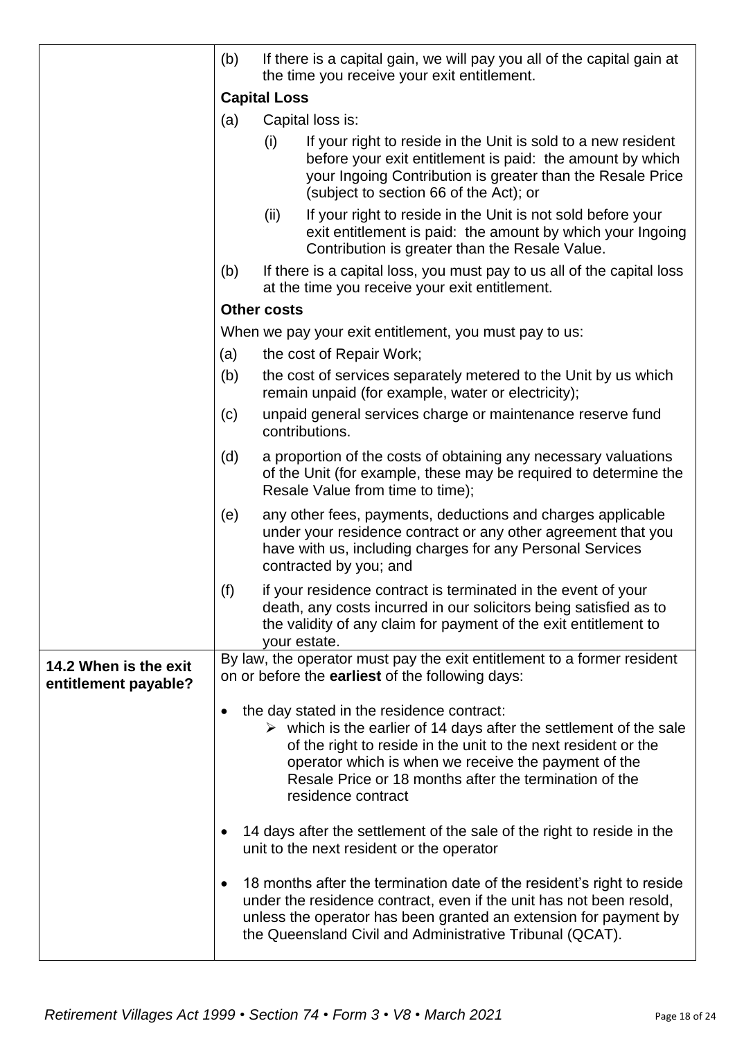| | |
|---|---|
| | (b) If there is a capital gain, we will pay you all of the capital gain at the time you receive your exit entitlement.<br><br>**Capital Loss**<br><br>(a) Capital loss is:<br>(i) If your right to reside in the Unit is sold to a new resident before your exit entitlement is paid: the amount by which your Ingoing Contribution is greater than the Resale Price (subject to section 66 of the Act); or<br>(ii) If your right to reside in the Unit is not sold before your exit entitlement is paid: the amount by which your Ingoing Contribution is greater than the Resale Value.<br><br>(b) If there is a capital loss, you must pay to us all of the capital loss at the time you receive your exit entitlement.<br><br>**Other costs**<br><br>When we pay your exit entitlement, you must pay to us:<br>(a) the cost of Repair Work;<br>(b) the cost of services separately metered to the Unit by us which remain unpaid (for example, water or electricity);<br>(c) unpaid general services charge or maintenance reserve fund contributions.<br>(d) a proportion of the costs of obtaining any necessary valuations of the Unit (for example, these may be required to determine the Resale Value from time to time);<br>(e) any other fees, payments, deductions and charges applicable under your residence contract or any other agreement that you have with us, including charges for any Personal Services contracted by you; and<br>(f) if your residence contract is terminated in the event of your death, any costs incurred in our solicitors being satisfied as to the validity of any claim for payment of the exit entitlement to your estate. |
| **14.2 When is the exit entitlement payable?** | By law, the operator must pay the exit entitlement to a former resident on or before the **earliest** of the following days:<br><br>• the day stated in the residence contract:<br>➢ which is the earlier of 14 days after the settlement of the sale of the right to reside in the unit to the next resident or the operator which is when we receive the payment of the Resale Price or 18 months after the termination of the residence contract<br><br>• 14 days after the settlement of the sale of the right to reside in the unit to the next resident or the operator<br><br>• 18 months after the termination date of the resident's right to reside under the residence contract, even if the unit has not been resold, unless the operator has been granted an extension for payment by the Queensland Civil and Administrative Tribunal (QCAT). |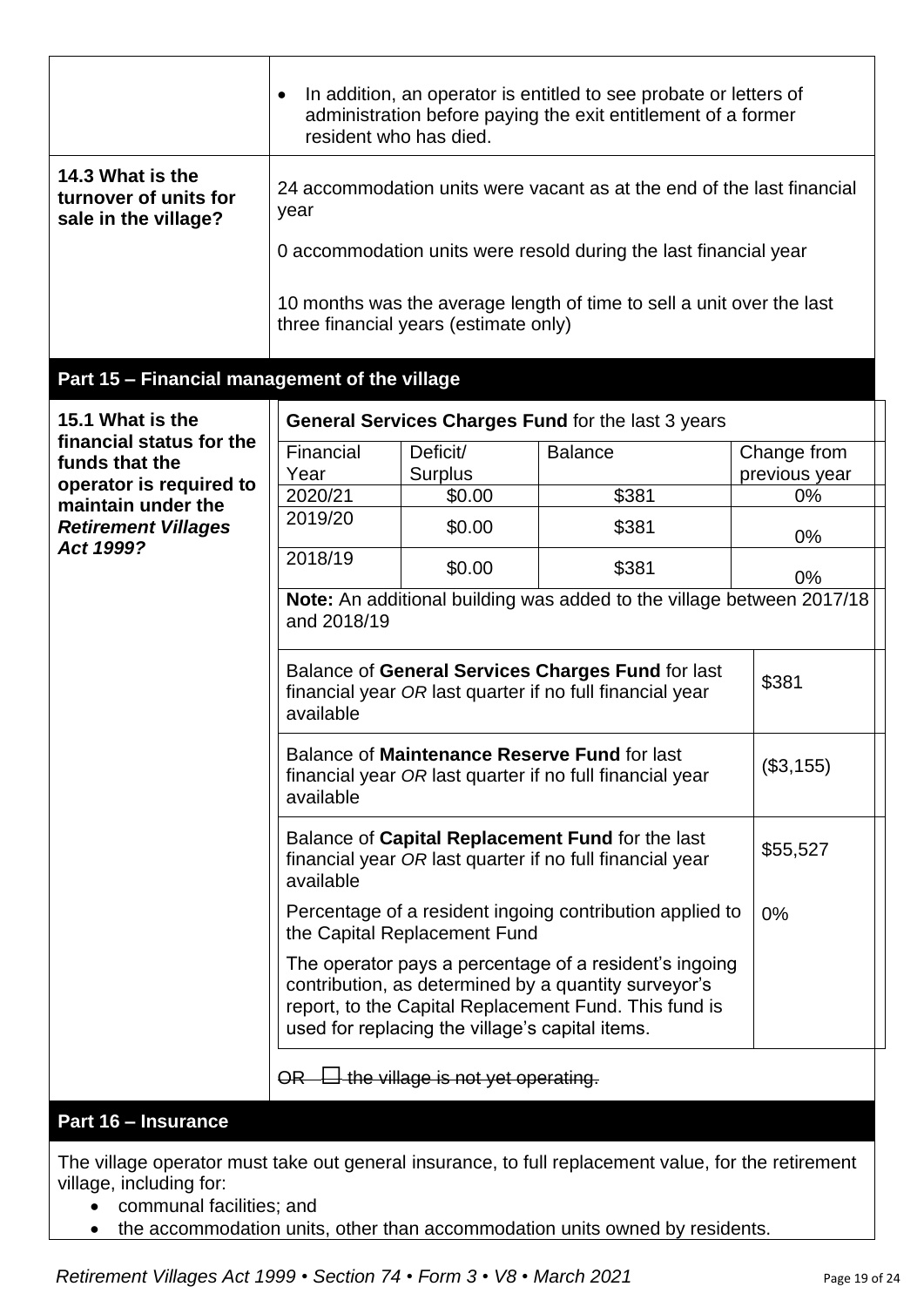| | |
|---|---|
| | • In addition, an operator is entitled to see probate or letters of administration before paying the exit entitlement of a former resident who has died. |
| **14.3 What is the turnover of units for sale in the village?** | 24 accommodation units were vacant as at the end of the last financial year<br><br>0 accommodation units were resold during the last financial year<br><br>10 months was the average length of time to sell a unit over the last three financial years (estimate only) |

## Part 15 – Financial management of the village

**15.1 What is the financial status for the funds that the operator is required to maintain under the *Retirement Villages Act 1999?***

**General Services Charges Fund** for the last 3 years

| Financial Year | Deficit/ Surplus | Balance | Change from previous year |
|---|---|---|---|
| 2020/21 | \$0.00 | \$381 | 0% |
| 2019/20 | \$0.00 | \$381 | 0% |
| 2018/19 | \$0.00 | \$381 | 0% |

**Note:** An additional building was added to the village between 2017/18 and 2018/19

| | |
|---|---|
| Balance of **General Services Charges Fund** for last financial year *OR* last quarter if no full financial year available | \$381 |
| Balance of **Maintenance Reserve Fund** for last financial year *OR* last quarter if no full financial year available | (\$3,155) |
| Balance of **Capital Replacement Fund** for the last financial year *OR* last quarter if no full financial year available | \$55,527 |
| Percentage of a resident ingoing contribution applied to the Capital Replacement Fund | 0% |
| The operator pays a percentage of a resident's ingoing contribution, as determined by a quantity surveyor's report, to the Capital Replacement Fund. This fund is used for replacing the village's capital items. | |

~~OR ☐ the village is not yet operating.~~

## Part 16 – Insurance

The village operator must take out general insurance, to full replacement value, for the retirement village, including for:

- communal facilities; and
- the accommodation units, other than accommodation units owned by residents.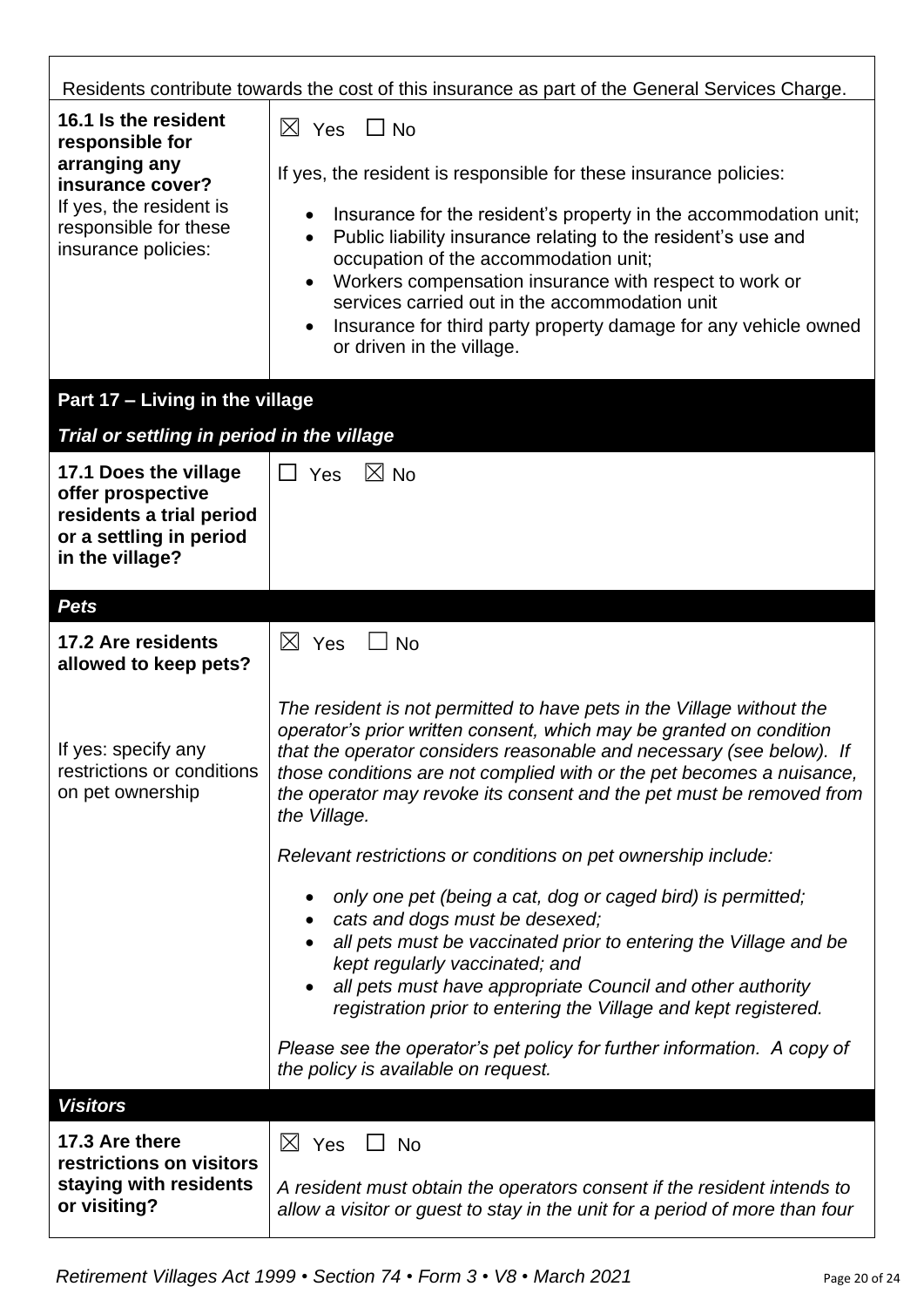| | |
|---|---|
| Residents contribute towards the cost of this insurance as part of the General Services Charge. | |
| **16.1 Is the resident responsible for arranging any insurance cover?** If yes, the resident is responsible for these insurance policies: | ☒ Yes ☐ No<br><br>If yes, the resident is responsible for these insurance policies:<br>• Insurance for the resident's property in the accommodation unit;<br>• Public liability insurance relating to the resident's use and occupation of the accommodation unit;<br>• Workers compensation insurance with respect to work or services carried out in the accommodation unit<br>• Insurance for third party property damage for any vehicle owned or driven in the village. |

## Part 17 – Living in the village

***Trial or settling in period in the village***

| | |
|---|---|
| **17.1 Does the village offer prospective residents a trial period or a settling in period in the village?** | ☐ Yes ☒ No |

***Pets***

| | |
|---|---|
| **17.2 Are residents allowed to keep pets?**<br><br>If yes: specify any restrictions or conditions on pet ownership | ☒ Yes ☐ No<br><br>*The resident is not permitted to have pets in the Village without the operator's prior written consent, which may be granted on condition that the operator considers reasonable and necessary (see below). If those conditions are not complied with or the pet becomes a nuisance, the operator may revoke its consent and the pet must be removed from the Village.*<br><br>*Relevant restrictions or conditions on pet ownership include:*<br>• *only one pet (being a cat, dog or caged bird) is permitted;*<br>• *cats and dogs must be desexed;*<br>• *all pets must be vaccinated prior to entering the Village and be kept regularly vaccinated; and*<br>• *all pets must have appropriate Council and other authority registration prior to entering the Village and kept registered.*<br><br>*Please see the operator's pet policy for further information. A copy of the policy is available on request.* |

***Visitors***

| | |
|---|---|
| **17.3 Are there restrictions on visitors staying with residents or visiting?** | ☒ Yes ☐ No<br><br>*A resident must obtain the operators consent if the resident intends to allow a visitor or guest to stay in the unit for a period of more than four* |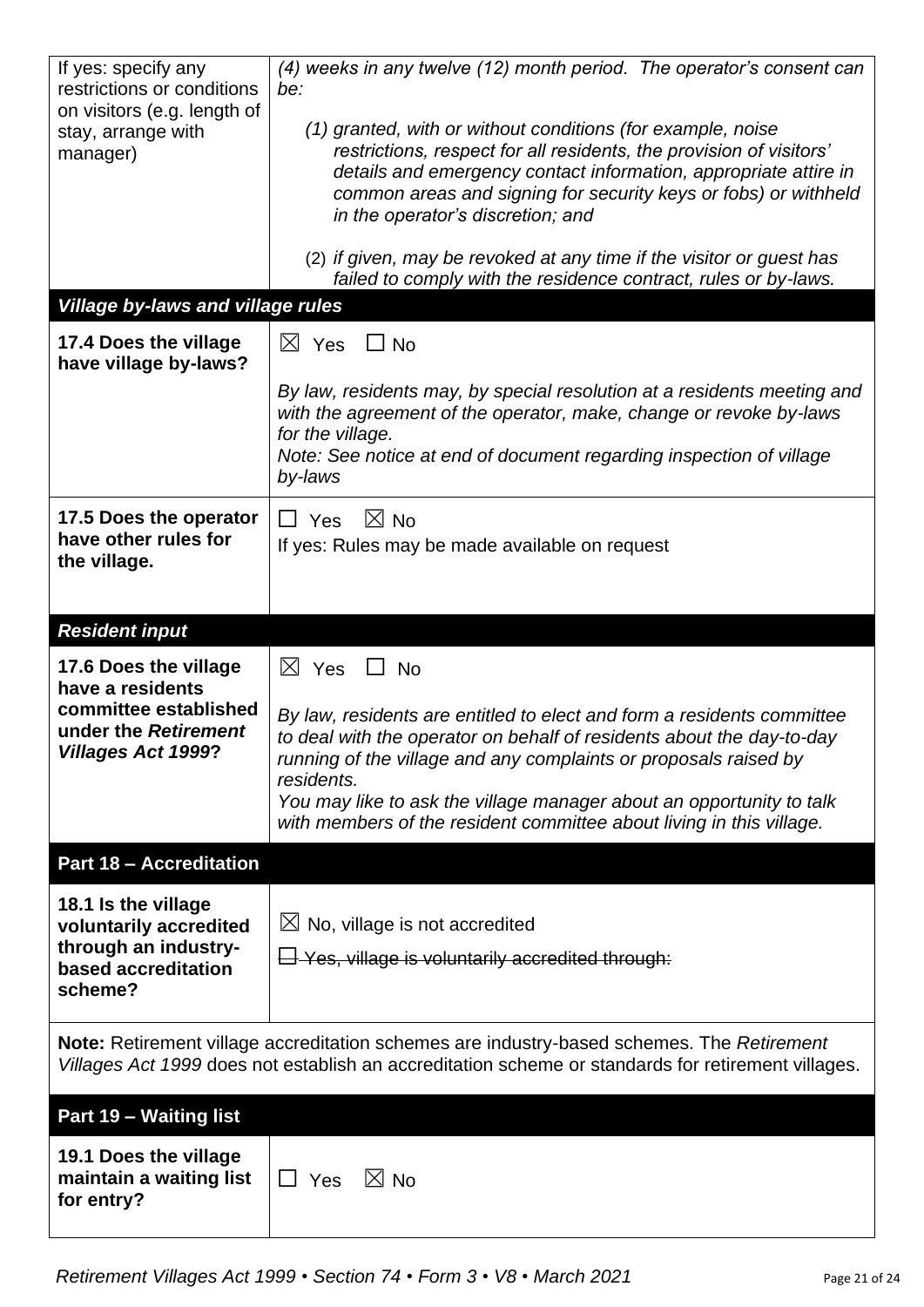| | |
|---|---|
| If yes: specify any restrictions or conditions on visitors (e.g. length of stay, arrange with manager) | *(4) weeks in any twelve (12) month period. The operator's consent can be:*<br><br>*(1) granted, with or without conditions (for example, noise restrictions, respect for all residents, the provision of visitors' details and emergency contact information, appropriate attire in common areas and signing for security keys or fobs) or withheld in the operator's discretion; and*<br><br>*(2) if given, may be revoked at any time if the visitor or guest has failed to comply with the residence contract, rules or by-laws.* |
| ***Village by-laws and village rules*** | |
| **17.4 Does the village have village by-laws?** | ☒ Yes ☐ No<br><br>*By law, residents may, by special resolution at a residents meeting and with the agreement of the operator, make, change or revoke by-laws for the village.*<br>*Note: See notice at end of document regarding inspection of village by-laws* |
| **17.5 Does the operator have other rules for the village.** | ☐ Yes ☒ No<br>If yes: Rules may be made available on request |
| ***Resident input*** | |
| **17.6 Does the village have a residents committee established under the *Retirement Villages Act 1999*?** | ☒ Yes ☐ No<br><br>*By law, residents are entitled to elect and form a residents committee to deal with the operator on behalf of residents about the day-to-day running of the village and any complaints or proposals raised by residents.*<br>*You may like to ask the village manager about an opportunity to talk with members of the resident committee about living in this village.* |
| **Part 18 – Accreditation** | |
| **18.1 Is the village voluntarily accredited through an industry-based accreditation scheme?** | ☒ No, village is not accredited<br><br>~~☐ Yes, village is voluntarily accredited through:~~ |
| **Note:** Retirement village accreditation schemes are industry-based schemes. The *Retirement Villages Act 1999* does not establish an accreditation scheme or standards for retirement villages. | |
| **Part 19 – Waiting list** | |
| **19.1 Does the village maintain a waiting list for entry?** | ☐ Yes ☒ No |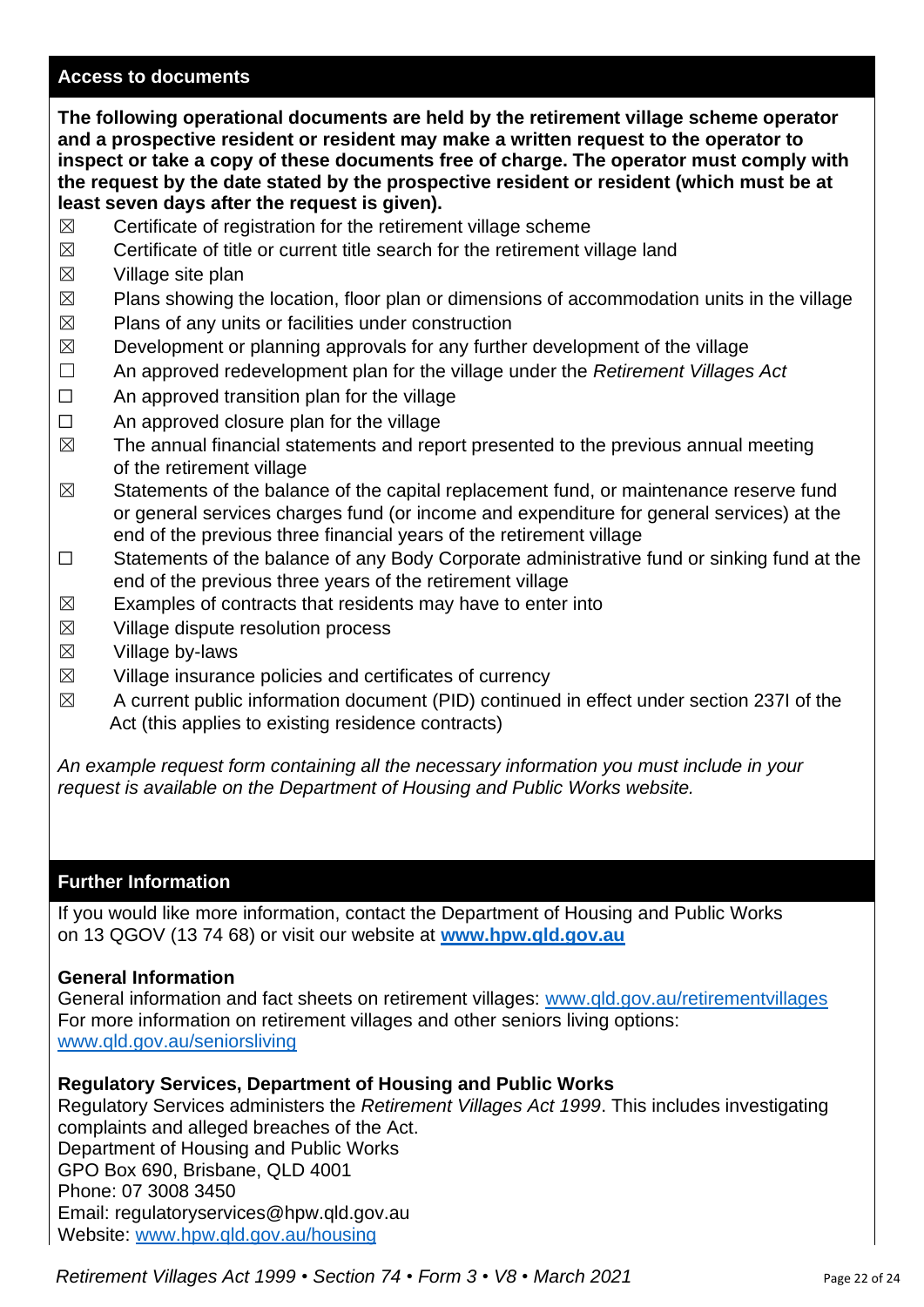## Access to documents

**The following operational documents are held by the retirement village scheme operator and a prospective resident or resident may make a written request to the operator to inspect or take a copy of these documents free of charge. The operator must comply with the request by the date stated by the prospective resident or resident (which must be at least seven days after the request is given).**

- ☒ Certificate of registration for the retirement village scheme
- ☒ Certificate of title or current title search for the retirement village land
- ☒ Village site plan
- ☒ Plans showing the location, floor plan or dimensions of accommodation units in the village
- ☒ Plans of any units or facilities under construction
- ☒ Development or planning approvals for any further development of the village
- ☐ An approved redevelopment plan for the village under the *Retirement Villages Act*
- ☐ An approved transition plan for the village
- ☐ An approved closure plan for the village
- ☒ The annual financial statements and report presented to the previous annual meeting of the retirement village
- ☒ Statements of the balance of the capital replacement fund, or maintenance reserve fund or general services charges fund (or income and expenditure for general services) at the end of the previous three financial years of the retirement village
- ☐ Statements of the balance of any Body Corporate administrative fund or sinking fund at the end of the previous three years of the retirement village
- ☒ Examples of contracts that residents may have to enter into
- ☒ Village dispute resolution process
- ☒ Village by-laws
- ☒ Village insurance policies and certificates of currency
- ☒ A current public information document (PID) continued in effect under section 237I of the Act (this applies to existing residence contracts)

*An example request form containing all the necessary information you must include in your request is available on the Department of Housing and Public Works website.*

## Further Information

If you would like more information, contact the Department of Housing and Public Works on 13 QGOV (13 74 68) or visit our website at **www.hpw.qld.gov.au**

**General Information**

General information and fact sheets on retirement villages: www.qld.gov.au/retirementvillages
For more information on retirement villages and other seniors living options:
www.qld.gov.au/seniorsliving

**Regulatory Services, Department of Housing and Public Works**

Regulatory Services administers the *Retirement Villages Act 1999*. This includes investigating complaints and alleged breaches of the Act.
Department of Housing and Public Works
GPO Box 690, Brisbane, QLD 4001
Phone: 07 3008 3450
Email: regulatoryservices@hpw.qld.gov.au
Website: www.hpw.qld.gov.au/housing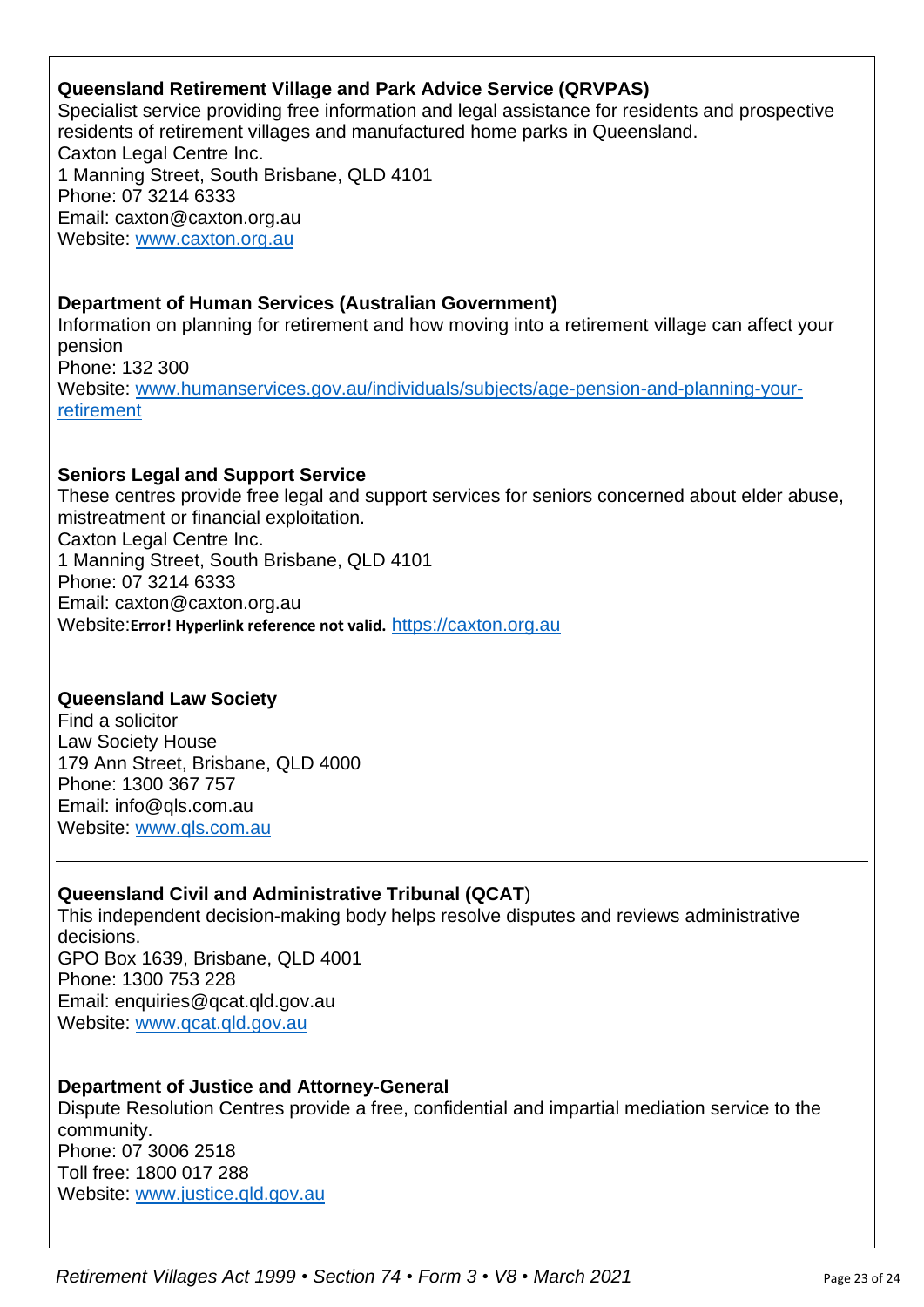**Queensland Retirement Village and Park Advice Service (QRVPAS)**
Specialist service providing free information and legal assistance for residents and prospective residents of retirement villages and manufactured home parks in Queensland.
Caxton Legal Centre Inc.
1 Manning Street, South Brisbane, QLD 4101
Phone: 07 3214 6333
Email: caxton@caxton.org.au
Website: [www.caxton.org.au](http://www.caxton.org.au)

**Department of Human Services (Australian Government)**
Information on planning for retirement and how moving into a retirement village can affect your pension
Phone: 132 300
Website: [www.humanservices.gov.au/individuals/subjects/age-pension-and-planning-your-retirement](http://www.humanservices.gov.au/individuals/subjects/age-pension-and-planning-your-retirement)

**Seniors Legal and Support Service**
These centres provide free legal and support services for seniors concerned about elder abuse, mistreatment or financial exploitation.
Caxton Legal Centre Inc.
1 Manning Street, South Brisbane, QLD 4101
Phone: 07 3214 6333
Email: caxton@caxton.org.au
Website:**Error! Hyperlink reference not valid.** [https://caxton.org.au](https://caxton.org.au)

**Queensland Law Society**
Find a solicitor
Law Society House
179 Ann Street, Brisbane, QLD 4000
Phone: 1300 367 757
Email: info@qls.com.au
Website: [www.qls.com.au](http://www.qls.com.au)

---

**Queensland Civil and Administrative Tribunal (QCAT**)
This independent decision-making body helps resolve disputes and reviews administrative decisions.
GPO Box 1639, Brisbane, QLD 4001
Phone: 1300 753 228
Email: enquiries@qcat.qld.gov.au
Website: [www.qcat.qld.gov.au](http://www.qcat.qld.gov.au)

**Department of Justice and Attorney-General**
Dispute Resolution Centres provide a free, confidential and impartial mediation service to the community.
Phone: 07 3006 2518
Toll free: 1800 017 288
Website: [www.justice.qld.gov.au](http://www.justice.qld.gov.au)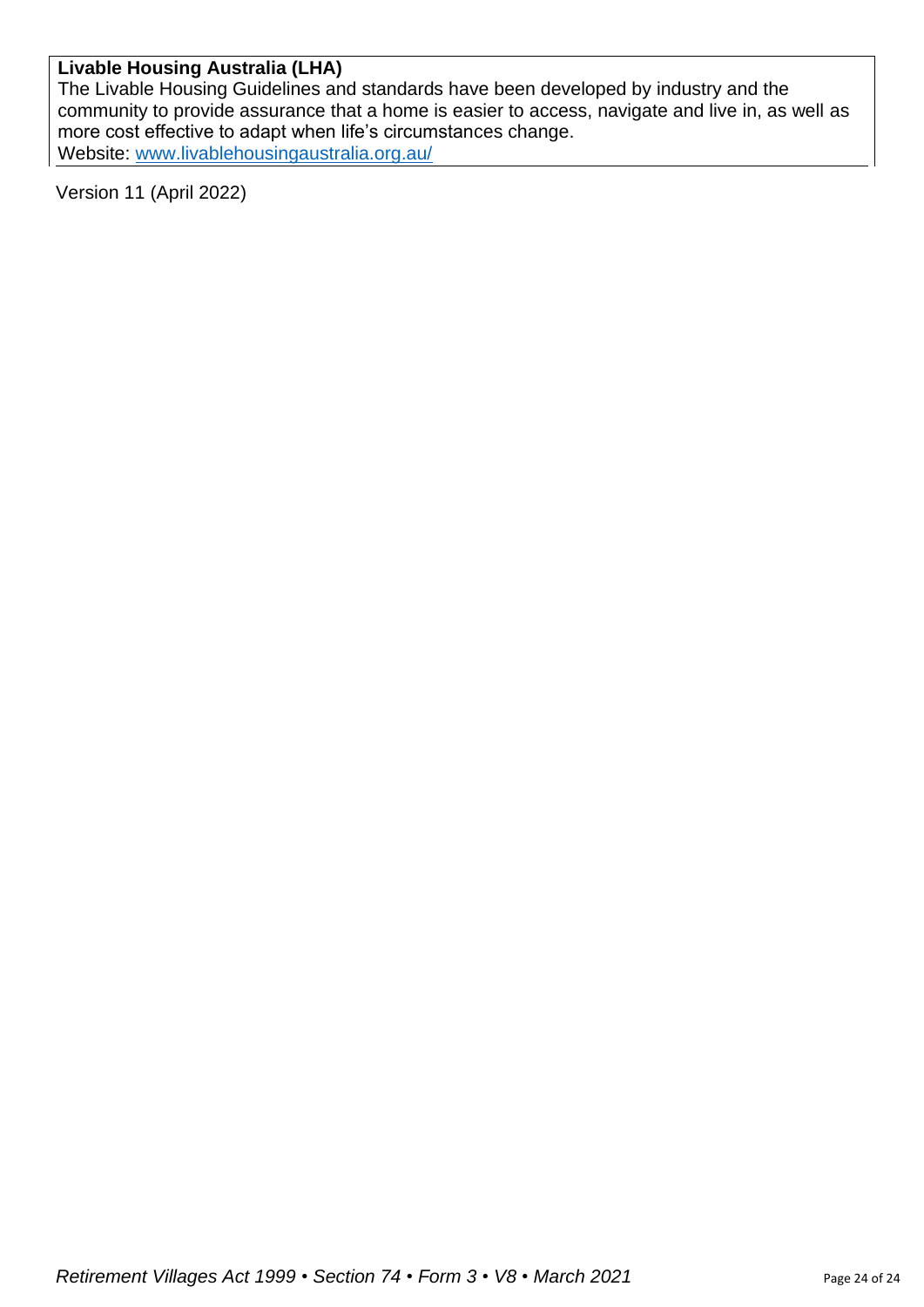**Livable Housing Australia (LHA)**
The Livable Housing Guidelines and standards have been developed by industry and the community to provide assurance that a home is easier to access, navigate and live in, as well as more cost effective to adapt when life's circumstances change.
Website: [www.livablehousingaustralia.org.au/](http://www.livablehousingaustralia.org.au/)

Version 11 (April 2022)